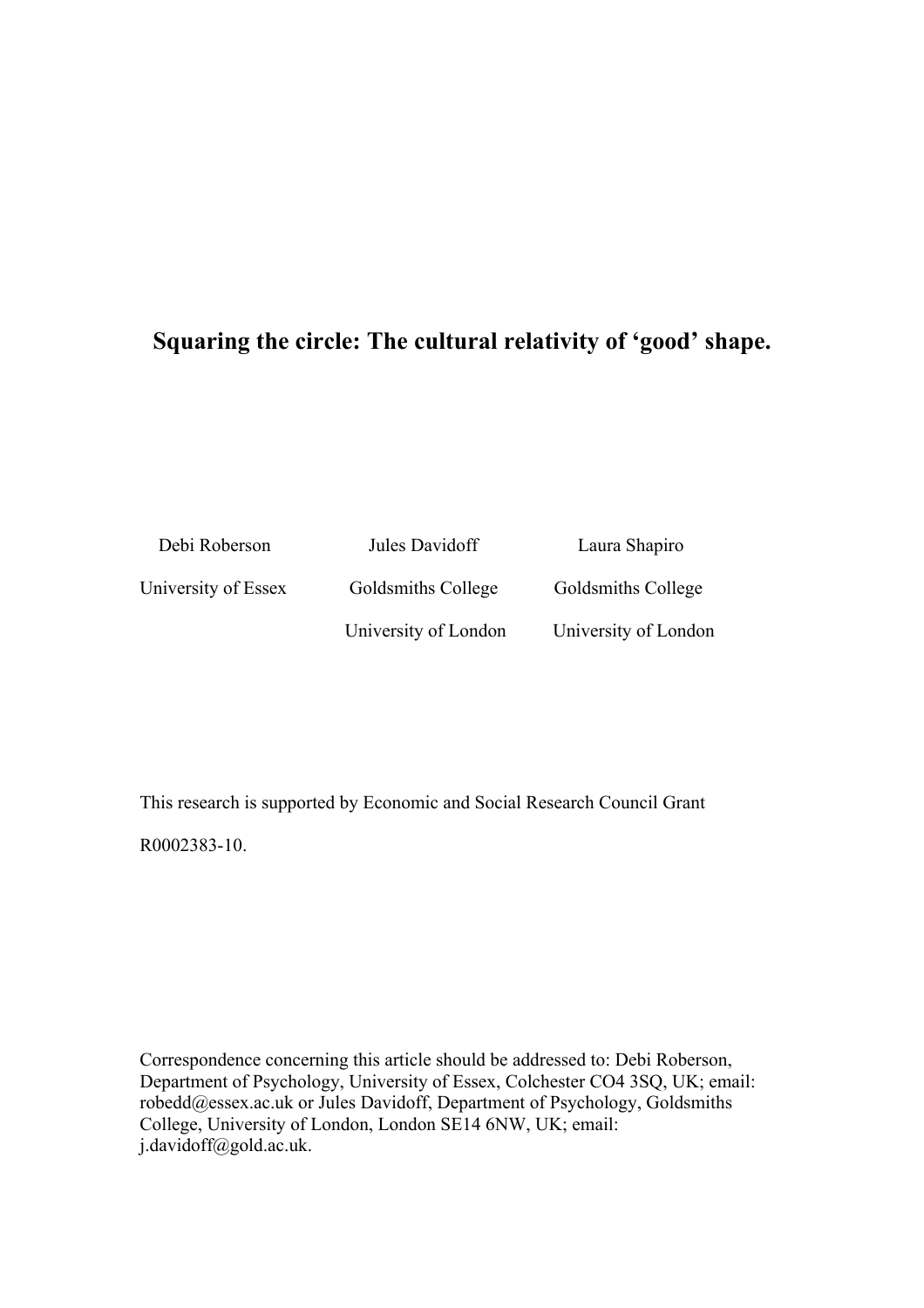# Squaring the circle: The cultural relativity of 'good' shape.

| Debi Roberson | Jules Davidoff | Laura Shapiro |
|---|---|---|
| University of Essex | Goldsmiths College | Goldsmiths College |
| | University of London | University of London |

This research is supported by Economic and Social Research Council Grant R0002383-10.

Correspondence concerning this article should be addressed to: Debi Roberson, Department of Psychology, University of Essex, Colchester CO4 3SQ, UK; email: robedd@essex.ac.uk or Jules Davidoff, Department of Psychology, Goldsmiths College, University of London, London SE14 6NW, UK; email: j.davidoff@gold.ac.uk.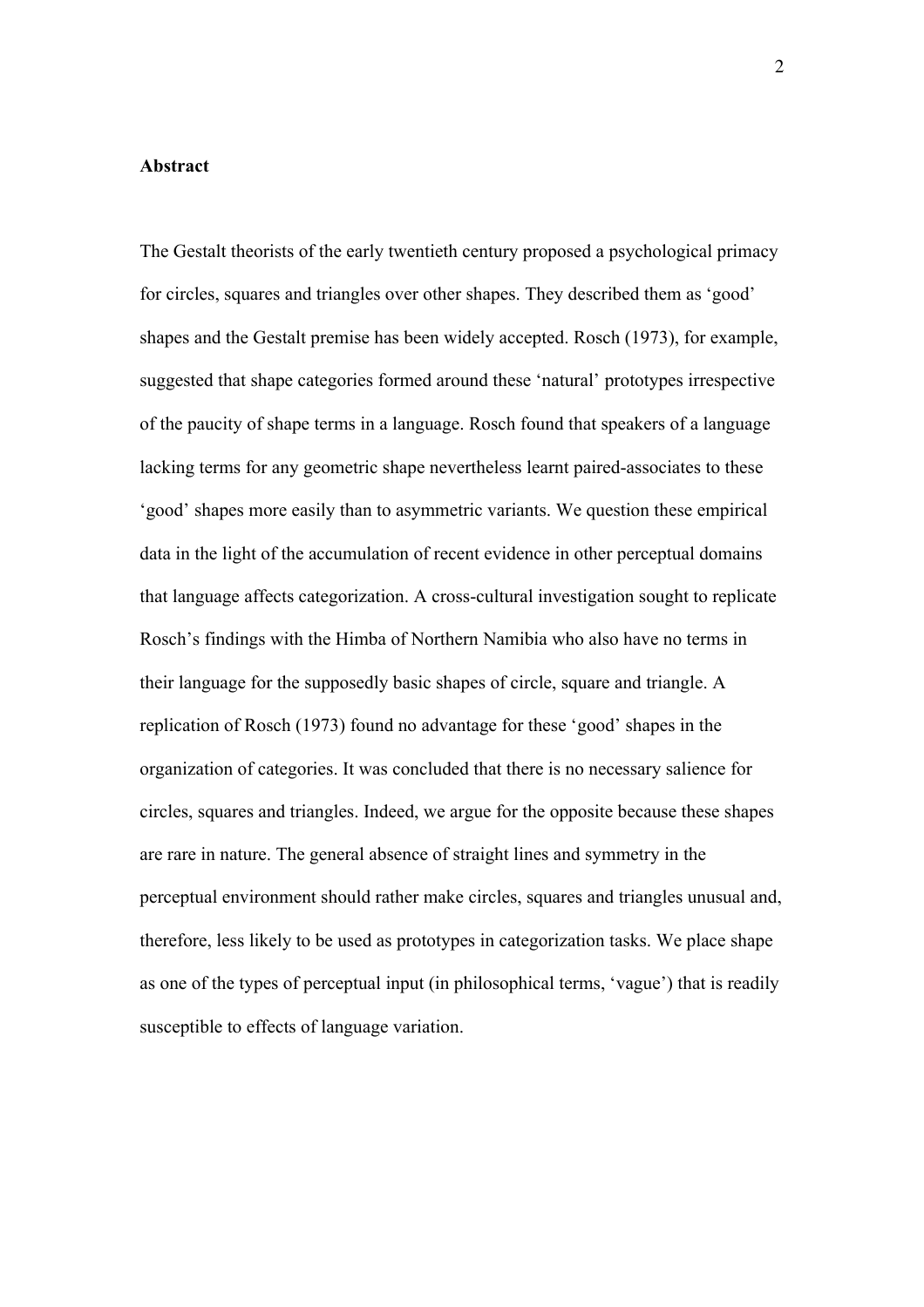**Abstract**

The Gestalt theorists of the early twentieth century proposed a psychological primacy for circles, squares and triangles over other shapes. They described them as 'good' shapes and the Gestalt premise has been widely accepted. Rosch (1973), for example, suggested that shape categories formed around these 'natural' prototypes irrespective of the paucity of shape terms in a language. Rosch found that speakers of a language lacking terms for any geometric shape nevertheless learnt paired-associates to these 'good' shapes more easily than to asymmetric variants. We question these empirical data in the light of the accumulation of recent evidence in other perceptual domains that language affects categorization. A cross-cultural investigation sought to replicate Rosch's findings with the Himba of Northern Namibia who also have no terms in their language for the supposedly basic shapes of circle, square and triangle. A replication of Rosch (1973) found no advantage for these 'good' shapes in the organization of categories. It was concluded that there is no necessary salience for circles, squares and triangles. Indeed, we argue for the opposite because these shapes are rare in nature. The general absence of straight lines and symmetry in the perceptual environment should rather make circles, squares and triangles unusual and, therefore, less likely to be used as prototypes in categorization tasks. We place shape as one of the types of perceptual input (in philosophical terms, 'vague') that is readily susceptible to effects of language variation.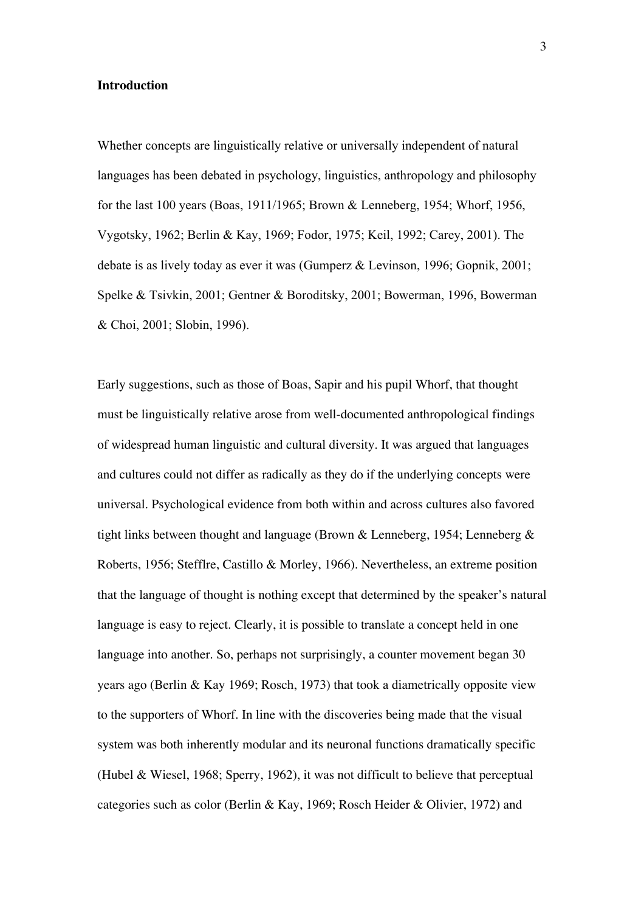## Introduction

Whether concepts are linguistically relative or universally independent of natural languages has been debated in psychology, linguistics, anthropology and philosophy for the last 100 years (Boas, 1911/1965; Brown & Lenneberg, 1954; Whorf, 1956, Vygotsky, 1962; Berlin & Kay, 1969; Fodor, 1975; Keil, 1992; Carey, 2001). The debate is as lively today as ever it was (Gumperz & Levinson, 1996; Gopnik, 2001; Spelke & Tsivkin, 2001; Gentner & Boroditsky, 2001; Bowerman, 1996, Bowerman & Choi, 2001; Slobin, 1996).

Early suggestions, such as those of Boas, Sapir and his pupil Whorf, that thought must be linguistically relative arose from well-documented anthropological findings of widespread human linguistic and cultural diversity. It was argued that languages and cultures could not differ as radically as they do if the underlying concepts were universal. Psychological evidence from both within and across cultures also favored tight links between thought and language (Brown & Lenneberg, 1954; Lenneberg & Roberts, 1956; Stefflre, Castillo & Morley, 1966). Nevertheless, an extreme position that the language of thought is nothing except that determined by the speaker's natural language is easy to reject. Clearly, it is possible to translate a concept held in one language into another. So, perhaps not surprisingly, a counter movement began 30 years ago (Berlin & Kay 1969; Rosch, 1973) that took a diametrically opposite view to the supporters of Whorf. In line with the discoveries being made that the visual system was both inherently modular and its neuronal functions dramatically specific (Hubel & Wiesel, 1968; Sperry, 1962), it was not difficult to believe that perceptual categories such as color (Berlin & Kay, 1969; Rosch Heider & Olivier, 1972) and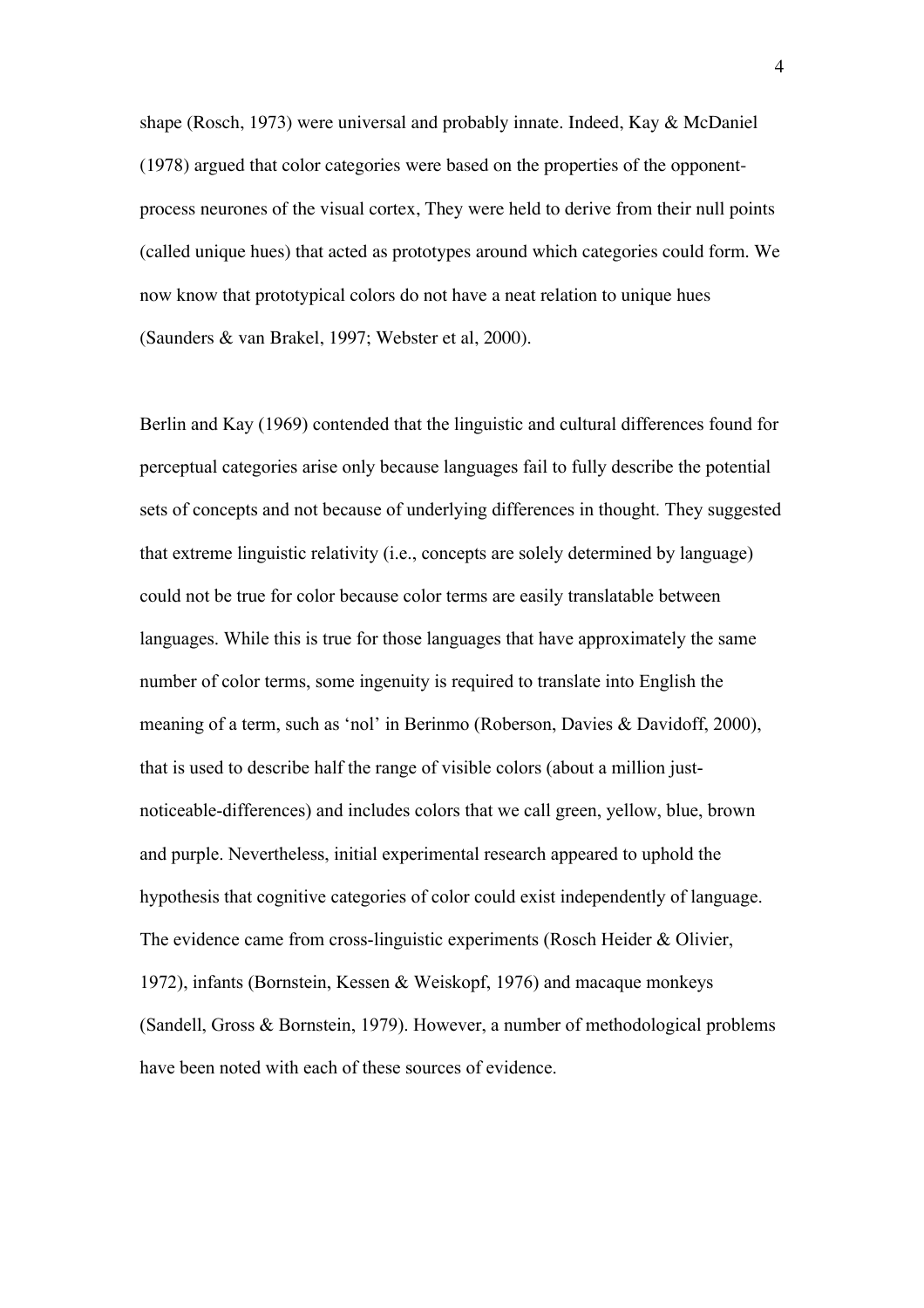shape (Rosch, 1973) were universal and probably innate. Indeed, Kay & McDaniel (1978) argued that color categories were based on the properties of the opponent-process neurones of the visual cortex, They were held to derive from their null points (called unique hues) that acted as prototypes around which categories could form. We now know that prototypical colors do not have a neat relation to unique hues (Saunders & van Brakel, 1997; Webster et al, 2000).

Berlin and Kay (1969) contended that the linguistic and cultural differences found for perceptual categories arise only because languages fail to fully describe the potential sets of concepts and not because of underlying differences in thought. They suggested that extreme linguistic relativity (i.e., concepts are solely determined by language) could not be true for color because color terms are easily translatable between languages. While this is true for those languages that have approximately the same number of color terms, some ingenuity is required to translate into English the meaning of a term, such as 'nol' in Berinmo (Roberson, Davies & Davidoff, 2000), that is used to describe half the range of visible colors (about a million just-noticeable-differences) and includes colors that we call green, yellow, blue, brown and purple. Nevertheless, initial experimental research appeared to uphold the hypothesis that cognitive categories of color could exist independently of language. The evidence came from cross-linguistic experiments (Rosch Heider & Olivier, 1972), infants (Bornstein, Kessen & Weiskopf, 1976) and macaque monkeys (Sandell, Gross & Bornstein, 1979). However, a number of methodological problems have been noted with each of these sources of evidence.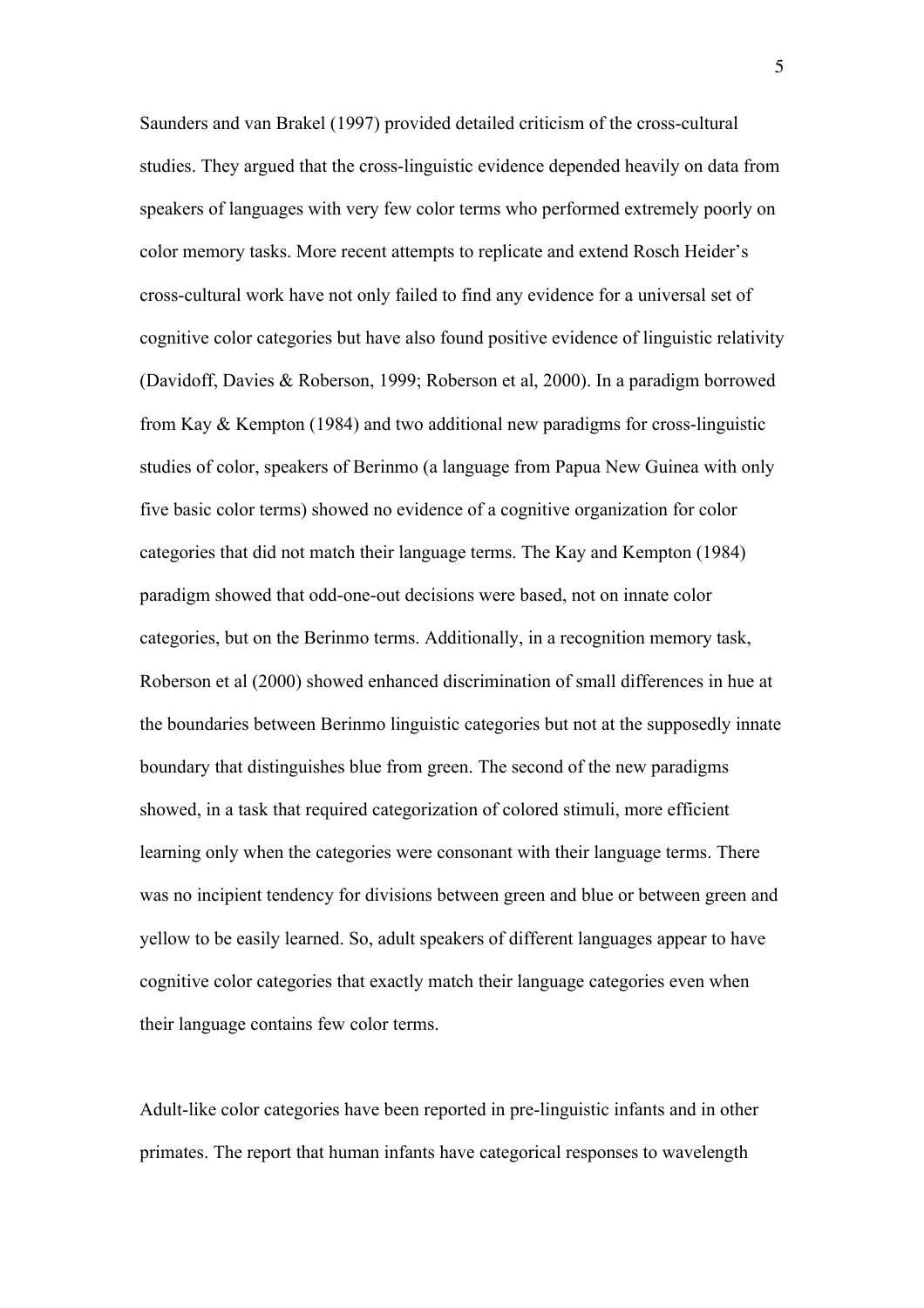Saunders and van Brakel (1997) provided detailed criticism of the cross-cultural studies. They argued that the cross-linguistic evidence depended heavily on data from speakers of languages with very few color terms who performed extremely poorly on color memory tasks. More recent attempts to replicate and extend Rosch Heider's cross-cultural work have not only failed to find any evidence for a universal set of cognitive color categories but have also found positive evidence of linguistic relativity (Davidoff, Davies & Roberson, 1999; Roberson et al, 2000). In a paradigm borrowed from Kay & Kempton (1984) and two additional new paradigms for cross-linguistic studies of color, speakers of Berinmo (a language from Papua New Guinea with only five basic color terms) showed no evidence of a cognitive organization for color categories that did not match their language terms. The Kay and Kempton (1984) paradigm showed that odd-one-out decisions were based, not on innate color categories, but on the Berinmo terms. Additionally, in a recognition memory task, Roberson et al (2000) showed enhanced discrimination of small differences in hue at the boundaries between Berinmo linguistic categories but not at the supposedly innate boundary that distinguishes blue from green. The second of the new paradigms showed, in a task that required categorization of colored stimuli, more efficient learning only when the categories were consonant with their language terms. There was no incipient tendency for divisions between green and blue or between green and yellow to be easily learned. So, adult speakers of different languages appear to have cognitive color categories that exactly match their language categories even when their language contains few color terms.

Adult-like color categories have been reported in pre-linguistic infants and in other primates. The report that human infants have categorical responses to wavelength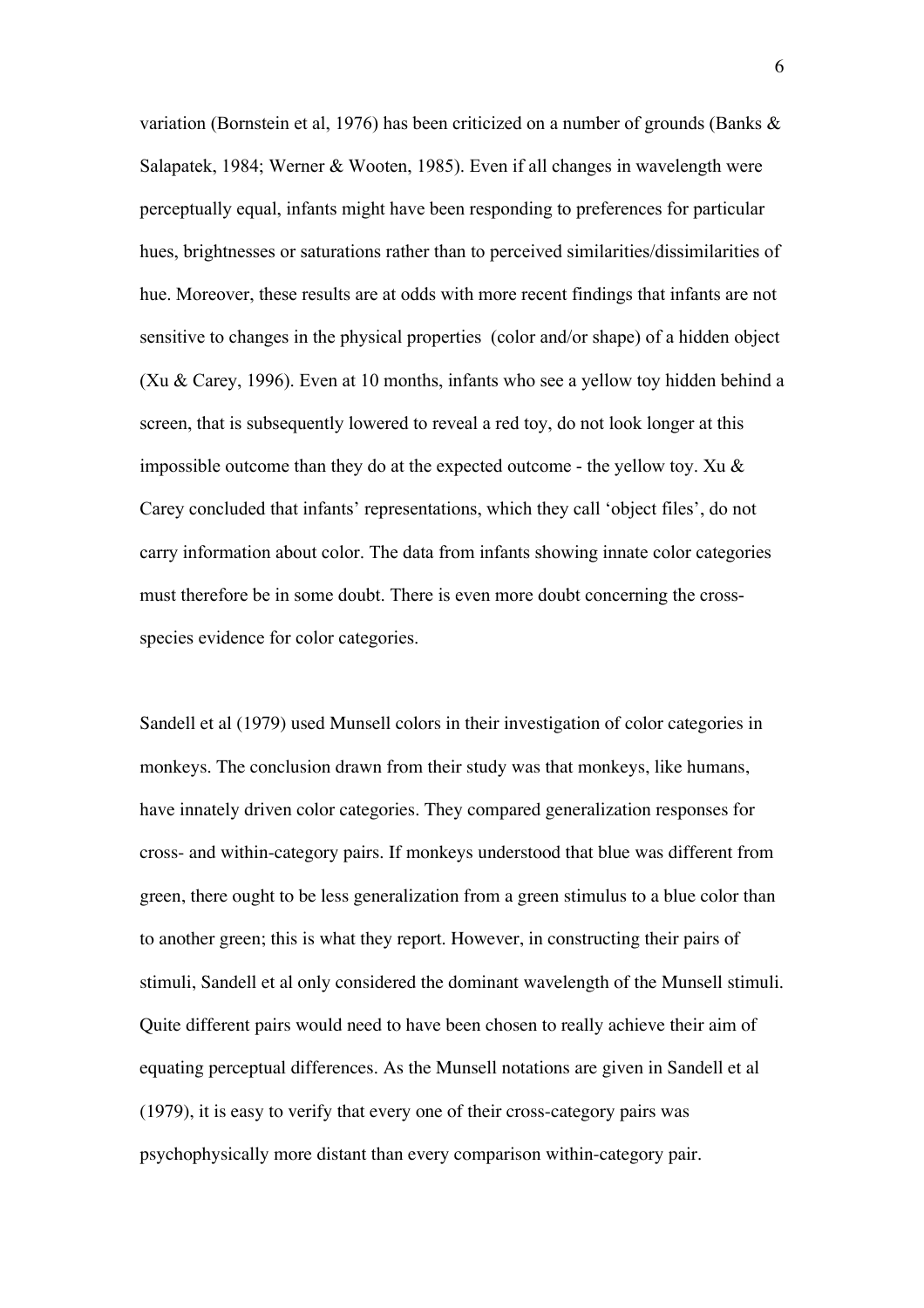variation (Bornstein et al, 1976) has been criticized on a number of grounds (Banks & Salapatek, 1984; Werner & Wooten, 1985). Even if all changes in wavelength were perceptually equal, infants might have been responding to preferences for particular hues, brightnesses or saturations rather than to perceived similarities/dissimilarities of hue. Moreover, these results are at odds with more recent findings that infants are not sensitive to changes in the physical properties (color and/or shape) of a hidden object (Xu & Carey, 1996). Even at 10 months, infants who see a yellow toy hidden behind a screen, that is subsequently lowered to reveal a red toy, do not look longer at this impossible outcome than they do at the expected outcome - the yellow toy. Xu & Carey concluded that infants' representations, which they call 'object files', do not carry information about color. The data from infants showing innate color categories must therefore be in some doubt. There is even more doubt concerning the cross-species evidence for color categories.

Sandell et al (1979) used Munsell colors in their investigation of color categories in monkeys. The conclusion drawn from their study was that monkeys, like humans, have innately driven color categories. They compared generalization responses for cross- and within-category pairs. If monkeys understood that blue was different from green, there ought to be less generalization from a green stimulus to a blue color than to another green; this is what they report. However, in constructing their pairs of stimuli, Sandell et al only considered the dominant wavelength of the Munsell stimuli. Quite different pairs would need to have been chosen to really achieve their aim of equating perceptual differences. As the Munsell notations are given in Sandell et al (1979), it is easy to verify that every one of their cross-category pairs was psychophysically more distant than every comparison within-category pair.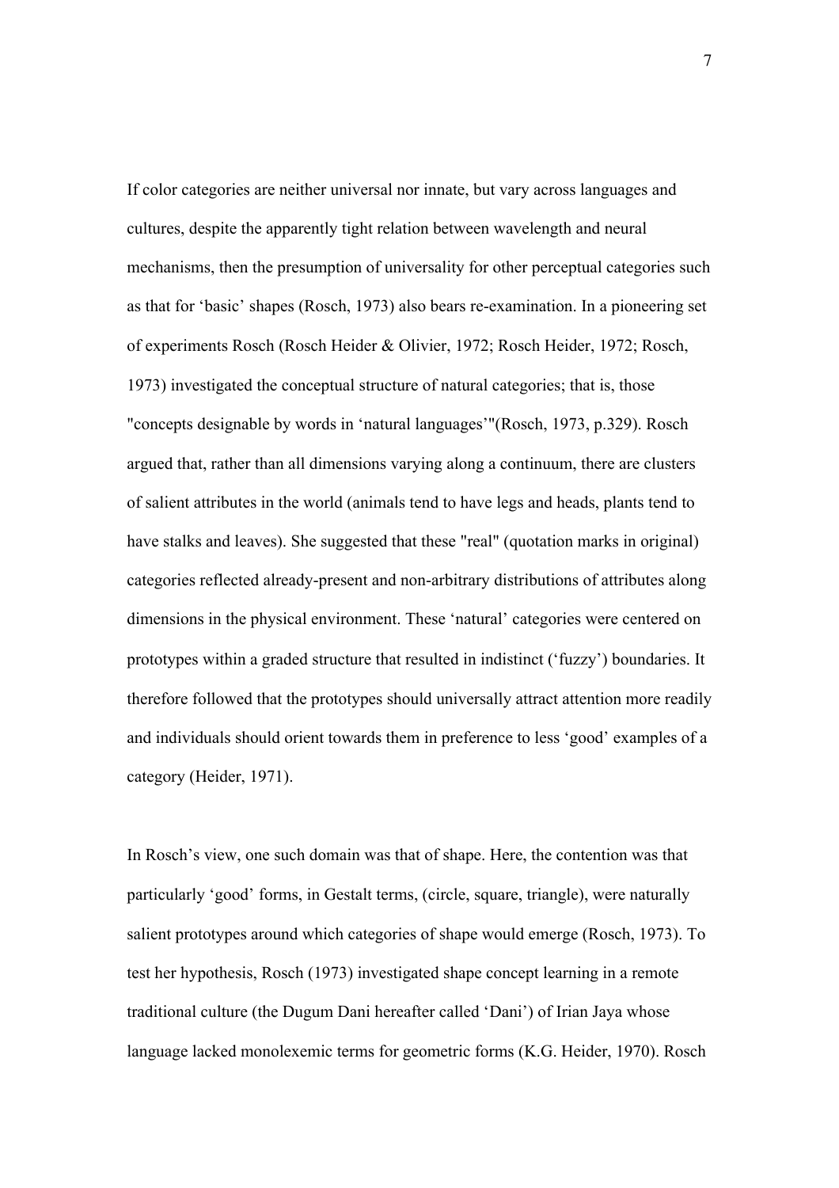If color categories are neither universal nor innate, but vary across languages and cultures, despite the apparently tight relation between wavelength and neural mechanisms, then the presumption of universality for other perceptual categories such as that for ‘basic’ shapes (Rosch, 1973) also bears re-examination. In a pioneering set of experiments Rosch (Rosch Heider & Olivier, 1972; Rosch Heider, 1972; Rosch, 1973) investigated the conceptual structure of natural categories; that is, those "concepts designable by words in ‘natural languages’"(Rosch, 1973, p.329). Rosch argued that, rather than all dimensions varying along a continuum, there are clusters of salient attributes in the world (animals tend to have legs and heads, plants tend to have stalks and leaves). She suggested that these "real" (quotation marks in original) categories reflected already-present and non-arbitrary distributions of attributes along dimensions in the physical environment. These ‘natural’ categories were centered on prototypes within a graded structure that resulted in indistinct (‘fuzzy’) boundaries. It therefore followed that the prototypes should universally attract attention more readily and individuals should orient towards them in preference to less ‘good’ examples of a category (Heider, 1971).

In Rosch’s view, one such domain was that of shape. Here, the contention was that particularly ‘good’ forms, in Gestalt terms, (circle, square, triangle), were naturally salient prototypes around which categories of shape would emerge (Rosch, 1973). To test her hypothesis, Rosch (1973) investigated shape concept learning in a remote traditional culture (the Dugum Dani hereafter called ‘Dani’) of Irian Jaya whose language lacked monolexemic terms for geometric forms (K.G. Heider, 1970). Rosch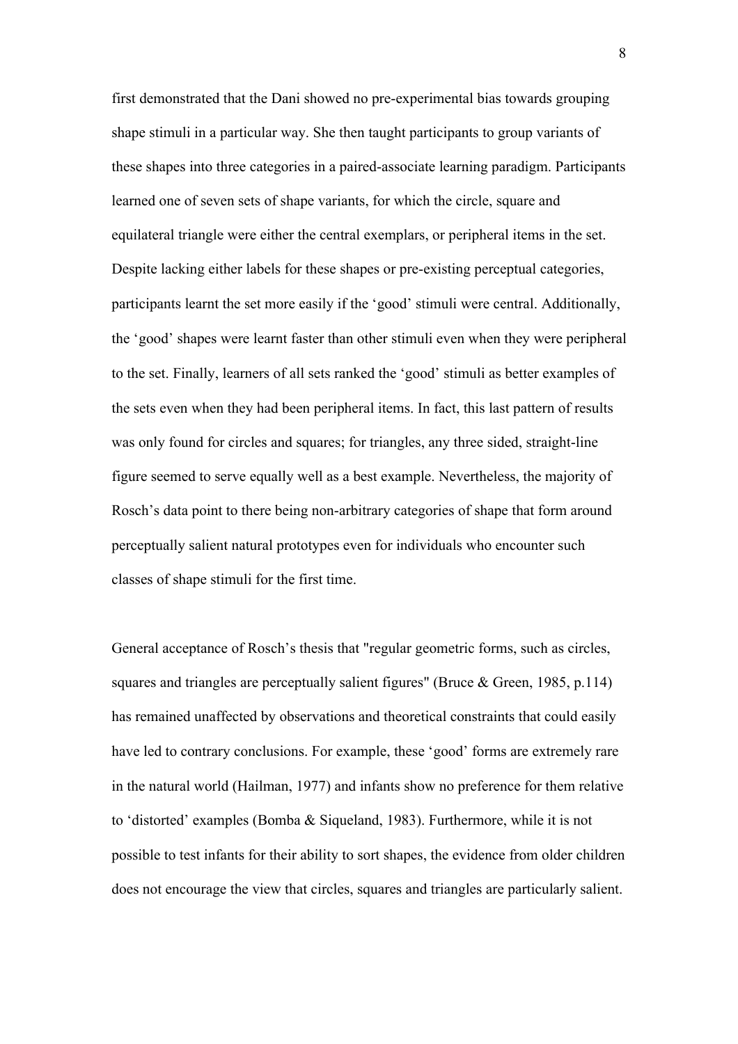first demonstrated that the Dani showed no pre-experimental bias towards grouping shape stimuli in a particular way. She then taught participants to group variants of these shapes into three categories in a paired-associate learning paradigm. Participants learned one of seven sets of shape variants, for which the circle, square and equilateral triangle were either the central exemplars, or peripheral items in the set. Despite lacking either labels for these shapes or pre-existing perceptual categories, participants learnt the set more easily if the 'good' stimuli were central. Additionally, the 'good' shapes were learnt faster than other stimuli even when they were peripheral to the set. Finally, learners of all sets ranked the 'good' stimuli as better examples of the sets even when they had been peripheral items. In fact, this last pattern of results was only found for circles and squares; for triangles, any three sided, straight-line figure seemed to serve equally well as a best example. Nevertheless, the majority of Rosch's data point to there being non-arbitrary categories of shape that form around perceptually salient natural prototypes even for individuals who encounter such classes of shape stimuli for the first time.

General acceptance of Rosch's thesis that "regular geometric forms, such as circles, squares and triangles are perceptually salient figures" (Bruce & Green, 1985, p.114) has remained unaffected by observations and theoretical constraints that could easily have led to contrary conclusions. For example, these 'good' forms are extremely rare in the natural world (Hailman, 1977) and infants show no preference for them relative to 'distorted' examples (Bomba & Siqueland, 1983). Furthermore, while it is not possible to test infants for their ability to sort shapes, the evidence from older children does not encourage the view that circles, squares and triangles are particularly salient.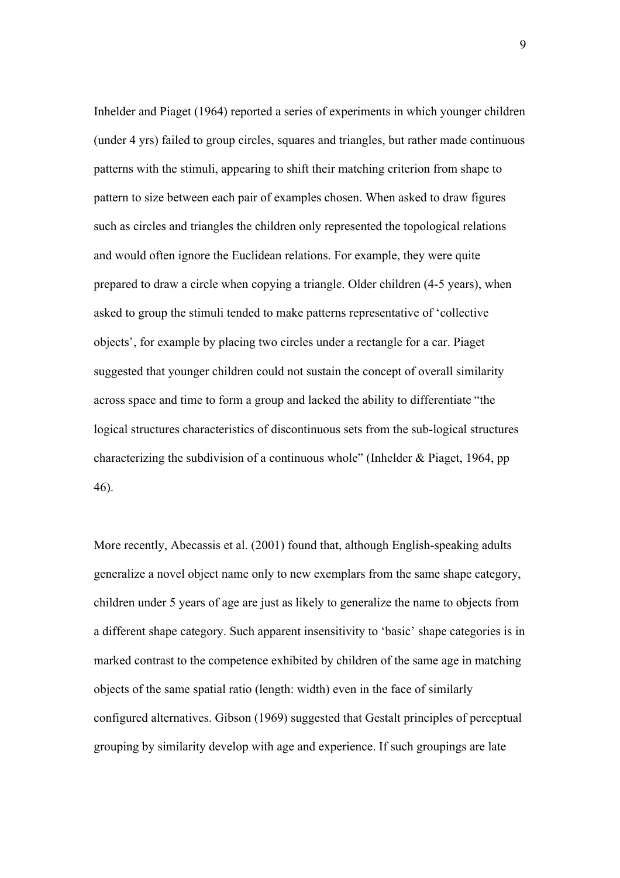Inhelder and Piaget (1964) reported a series of experiments in which younger children (under 4 yrs) failed to group circles, squares and triangles, but rather made continuous patterns with the stimuli, appearing to shift their matching criterion from shape to pattern to size between each pair of examples chosen. When asked to draw figures such as circles and triangles the children only represented the topological relations and would often ignore the Euclidean relations. For example, they were quite prepared to draw a circle when copying a triangle. Older children (4-5 years), when asked to group the stimuli tended to make patterns representative of 'collective objects', for example by placing two circles under a rectangle for a car. Piaget suggested that younger children could not sustain the concept of overall similarity across space and time to form a group and lacked the ability to differentiate "the logical structures characteristics of discontinuous sets from the sub-logical structures characterizing the subdivision of a continuous whole" (Inhelder & Piaget, 1964, pp 46).

More recently, Abecassis et al. (2001) found that, although English-speaking adults generalize a novel object name only to new exemplars from the same shape category, children under 5 years of age are just as likely to generalize the name to objects from a different shape category. Such apparent insensitivity to 'basic' shape categories is in marked contrast to the competence exhibited by children of the same age in matching objects of the same spatial ratio (length: width) even in the face of similarly configured alternatives. Gibson (1969) suggested that Gestalt principles of perceptual grouping by similarity develop with age and experience. If such groupings are late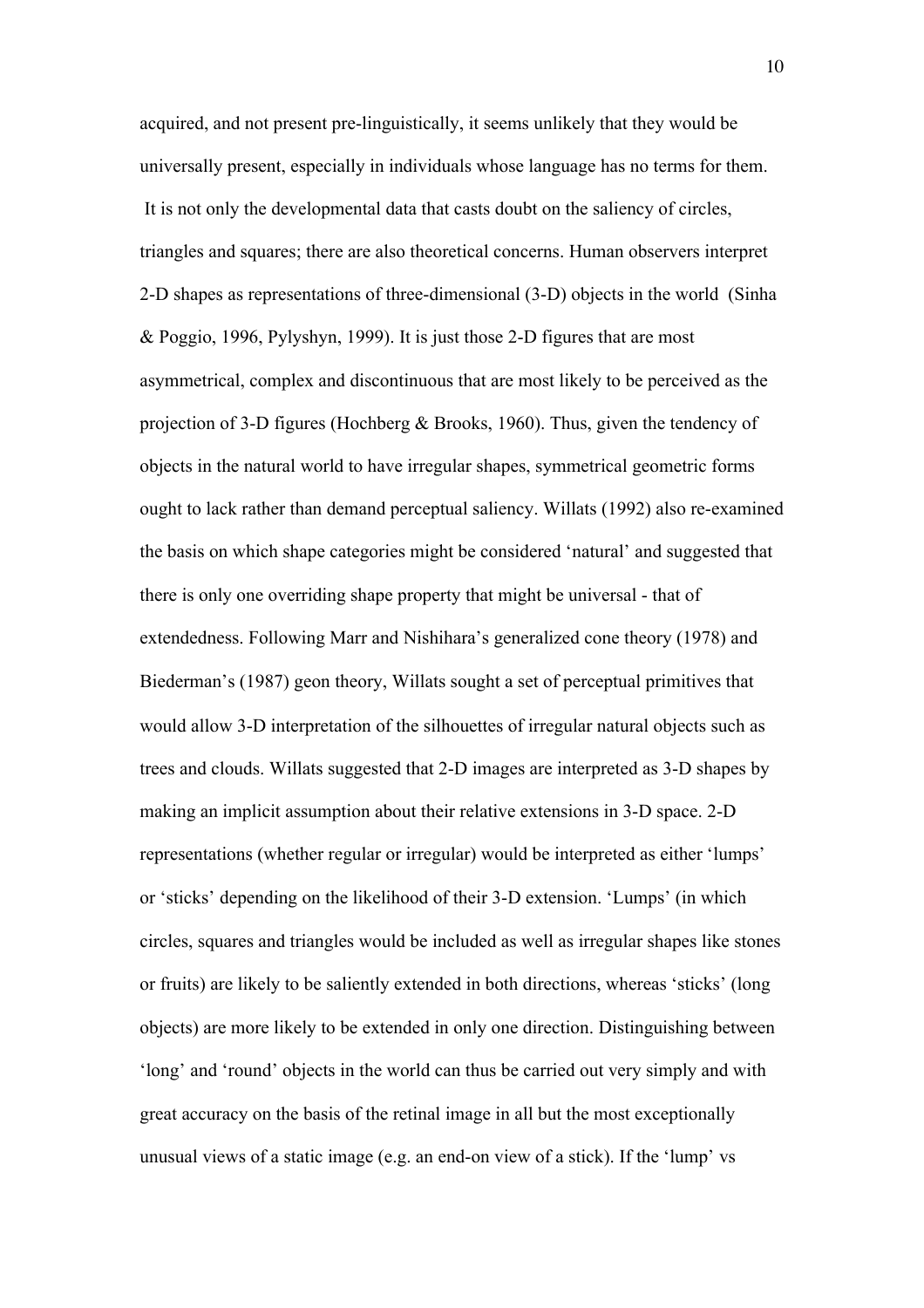acquired, and not present pre-linguistically, it seems unlikely that they would be universally present, especially in individuals whose language has no terms for them.

It is not only the developmental data that casts doubt on the saliency of circles, triangles and squares; there are also theoretical concerns. Human observers interpret 2-D shapes as representations of three-dimensional (3-D) objects in the world (Sinha & Poggio, 1996, Pylyshyn, 1999). It is just those 2-D figures that are most asymmetrical, complex and discontinuous that are most likely to be perceived as the projection of 3-D figures (Hochberg & Brooks, 1960). Thus, given the tendency of objects in the natural world to have irregular shapes, symmetrical geometric forms ought to lack rather than demand perceptual saliency. Willats (1992) also re-examined the basis on which shape categories might be considered 'natural' and suggested that there is only one overriding shape property that might be universal - that of extendedness. Following Marr and Nishihara's generalized cone theory (1978) and Biederman's (1987) geon theory, Willats sought a set of perceptual primitives that would allow 3-D interpretation of the silhouettes of irregular natural objects such as trees and clouds. Willats suggested that 2-D images are interpreted as 3-D shapes by making an implicit assumption about their relative extensions in 3-D space. 2-D representations (whether regular or irregular) would be interpreted as either 'lumps' or 'sticks' depending on the likelihood of their 3-D extension. 'Lumps' (in which circles, squares and triangles would be included as well as irregular shapes like stones or fruits) are likely to be saliently extended in both directions, whereas 'sticks' (long objects) are more likely to be extended in only one direction. Distinguishing between 'long' and 'round' objects in the world can thus be carried out very simply and with great accuracy on the basis of the retinal image in all but the most exceptionally unusual views of a static image (e.g. an end-on view of a stick). If the 'lump' vs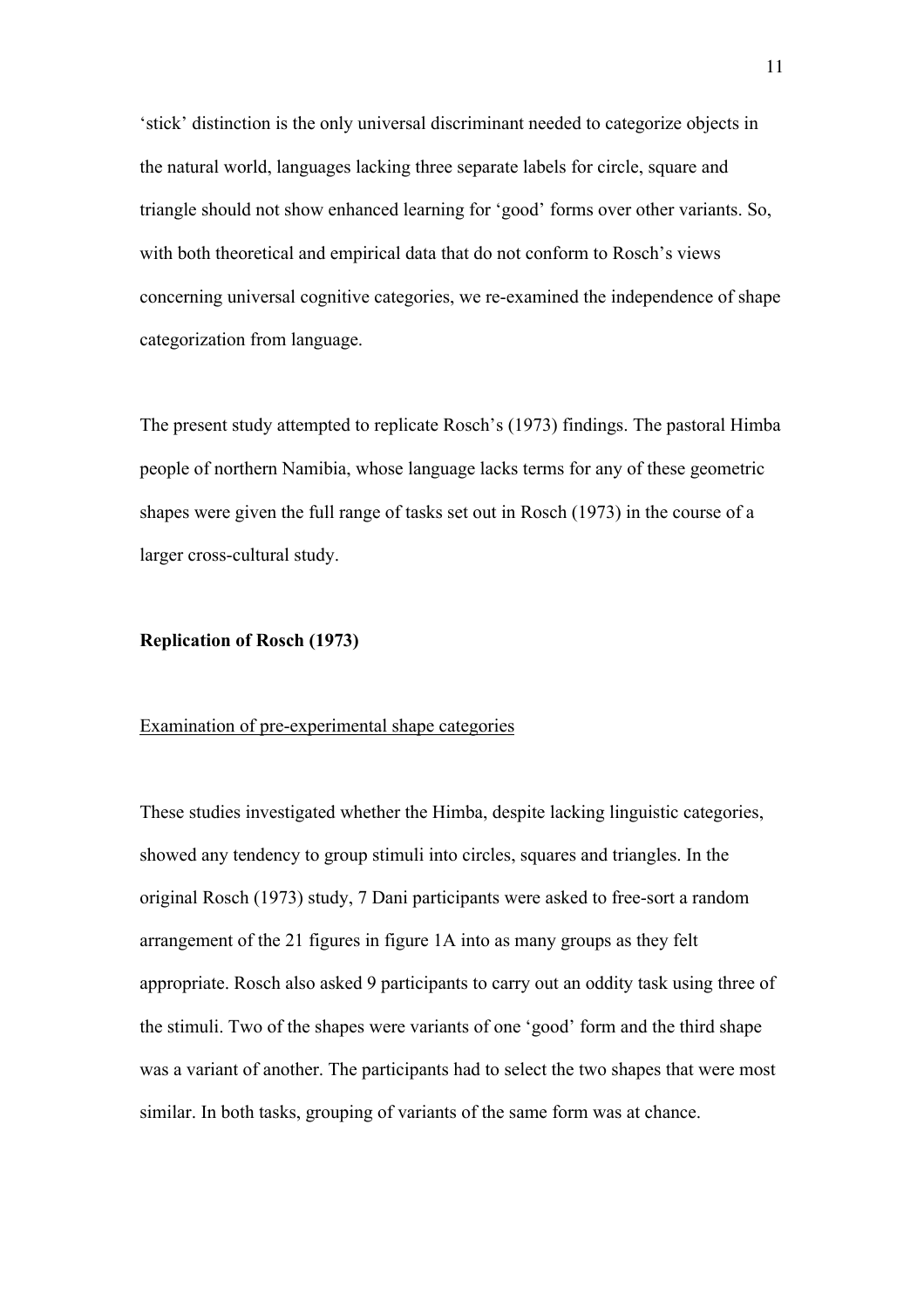'stick' distinction is the only universal discriminant needed to categorize objects in the natural world, languages lacking three separate labels for circle, square and triangle should not show enhanced learning for 'good' forms over other variants. So, with both theoretical and empirical data that do not conform to Rosch's views concerning universal cognitive categories, we re-examined the independence of shape categorization from language.

The present study attempted to replicate Rosch's (1973) findings. The pastoral Himba people of northern Namibia, whose language lacks terms for any of these geometric shapes were given the full range of tasks set out in Rosch (1973) in the course of a larger cross-cultural study.

## Replication of Rosch (1973)

### Examination of pre-experimental shape categories

These studies investigated whether the Himba, despite lacking linguistic categories, showed any tendency to group stimuli into circles, squares and triangles. In the original Rosch (1973) study, 7 Dani participants were asked to free-sort a random arrangement of the 21 figures in figure 1A into as many groups as they felt appropriate. Rosch also asked 9 participants to carry out an oddity task using three of the stimuli. Two of the shapes were variants of one 'good' form and the third shape was a variant of another. The participants had to select the two shapes that were most similar. In both tasks, grouping of variants of the same form was at chance.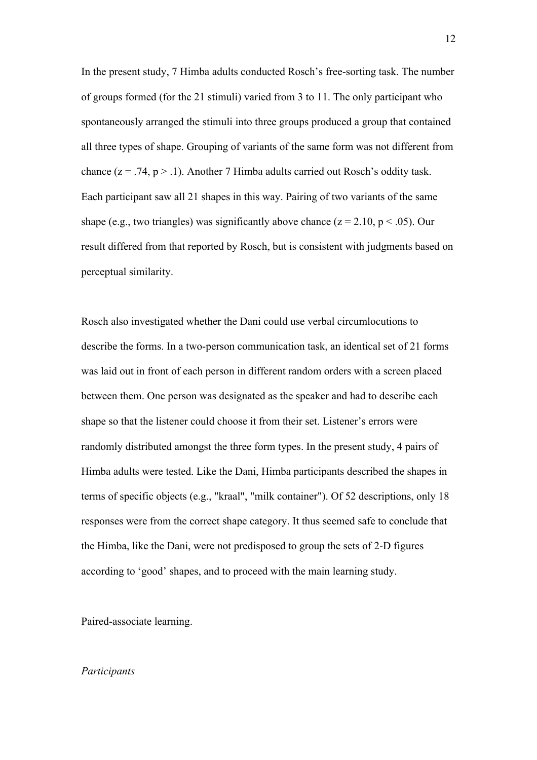In the present study, 7 Himba adults conducted Rosch's free-sorting task. The number of groups formed (for the 21 stimuli) varied from 3 to 11. The only participant who spontaneously arranged the stimuli into three groups produced a group that contained all three types of shape. Grouping of variants of the same form was not different from chance ($z = .74$, $p > .1$). Another 7 Himba adults carried out Rosch's oddity task. Each participant saw all 21 shapes in this way. Pairing of two variants of the same shape (e.g., two triangles) was significantly above chance ($z = 2.10$, $p < .05$). Our result differed from that reported by Rosch, but is consistent with judgments based on perceptual similarity.

Rosch also investigated whether the Dani could use verbal circumlocutions to describe the forms. In a two-person communication task, an identical set of 21 forms was laid out in front of each person in different random orders with a screen placed between them. One person was designated as the speaker and had to describe each shape so that the listener could choose it from their set. Listener's errors were randomly distributed amongst the three form types. In the present study, 4 pairs of Himba adults were tested. Like the Dani, Himba participants described the shapes in terms of specific objects (e.g., "kraal", "milk container"). Of 52 descriptions, only 18 responses were from the correct shape category. It thus seemed safe to conclude that the Himba, like the Dani, were not predisposed to group the sets of 2-D figures according to 'good' shapes, and to proceed with the main learning study.

<u>Paired-associate learning</u>.

*Participants*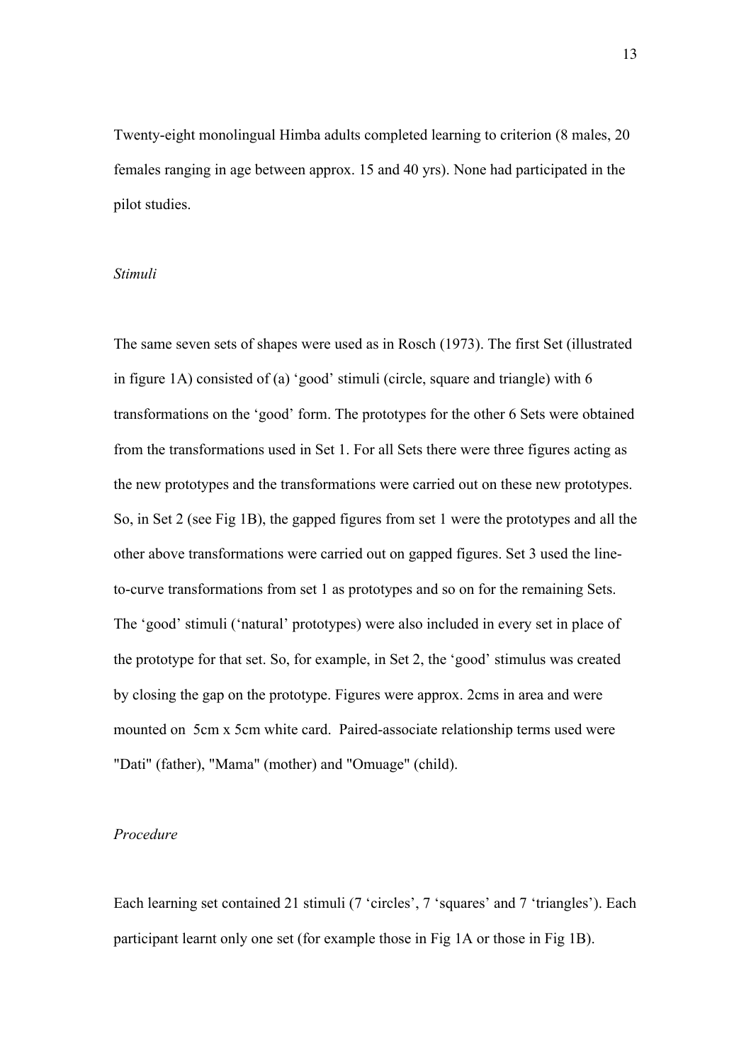Twenty-eight monolingual Himba adults completed learning to criterion (8 males, 20 females ranging in age between approx. 15 and 40 yrs). None had participated in the pilot studies.

*Stimuli*

The same seven sets of shapes were used as in Rosch (1973). The first Set (illustrated in figure 1A) consisted of (a) 'good' stimuli (circle, square and triangle) with 6 transformations on the 'good' form. The prototypes for the other 6 Sets were obtained from the transformations used in Set 1. For all Sets there were three figures acting as the new prototypes and the transformations were carried out on these new prototypes. So, in Set 2 (see Fig 1B), the gapped figures from set 1 were the prototypes and all the other above transformations were carried out on gapped figures. Set 3 used the line-to-curve transformations from set 1 as prototypes and so on for the remaining Sets. The 'good' stimuli ('natural' prototypes) were also included in every set in place of the prototype for that set. So, for example, in Set 2, the 'good' stimulus was created by closing the gap on the prototype. Figures were approx. 2cms in area and were mounted on 5cm x 5cm white card. Paired-associate relationship terms used were "Dati" (father), "Mama" (mother) and "Omuage" (child).

*Procedure*

Each learning set contained 21 stimuli (7 'circles', 7 'squares' and 7 'triangles'). Each participant learnt only one set (for example those in Fig 1A or those in Fig 1B).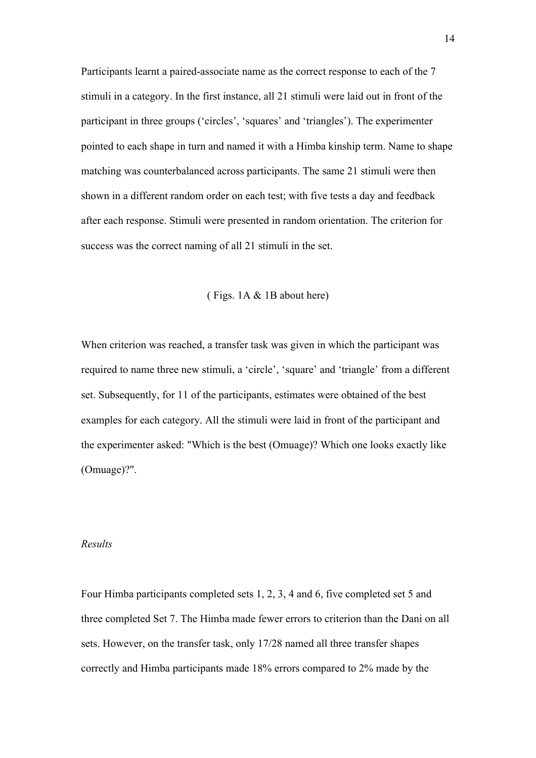Participants learnt a paired-associate name as the correct response to each of the 7 stimuli in a category. In the first instance, all 21 stimuli were laid out in front of the participant in three groups ('circles', 'squares' and 'triangles'). The experimenter pointed to each shape in turn and named it with a Himba kinship term. Name to shape matching was counterbalanced across participants. The same 21 stimuli were then shown in a different random order on each test; with five tests a day and feedback after each response. Stimuli were presented in random orientation. The criterion for success was the correct naming of all 21 stimuli in the set.

( Figs. 1A & 1B about here)

When criterion was reached, a transfer task was given in which the participant was required to name three new stimuli, a 'circle', 'square' and 'triangle' from a different set. Subsequently, for 11 of the participants, estimates were obtained of the best examples for each category. All the stimuli were laid in front of the participant and the experimenter asked: "Which is the best (Omuage)? Which one looks exactly like (Omuage)?".

*Results*

Four Himba participants completed sets 1, 2, 3, 4 and 6, five completed set 5 and three completed Set 7. The Himba made fewer errors to criterion than the Dani on all sets. However, on the transfer task, only 17/28 named all three transfer shapes correctly and Himba participants made 18% errors compared to 2% made by the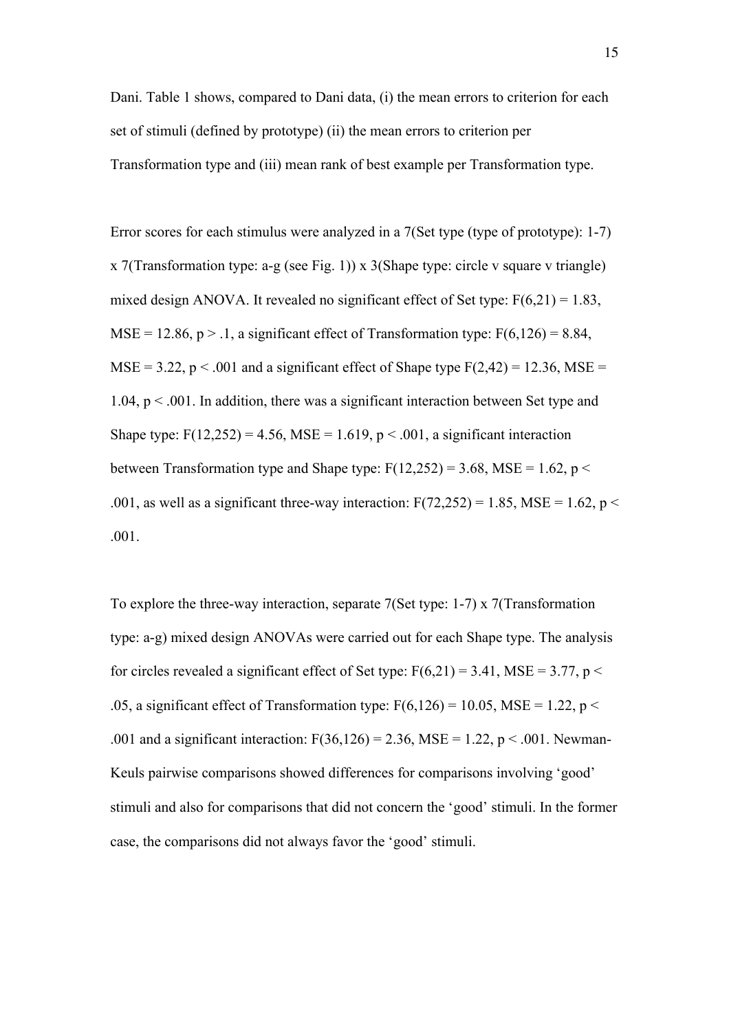Dani. Table 1 shows, compared to Dani data, (i) the mean errors to criterion for each set of stimuli (defined by prototype) (ii) the mean errors to criterion per Transformation type and (iii) mean rank of best example per Transformation type.

Error scores for each stimulus were analyzed in a 7(Set type (type of prototype): 1-7) x 7(Transformation type: a-g (see Fig. 1)) x 3(Shape type: circle v square v triangle) mixed design ANOVA. It revealed no significant effect of Set type: $F(6,21) = 1.83$, $MSE = 12.86$, $p > .1$, a significant effect of Transformation type: $F(6,126) = 8.84$, $MSE = 3.22$, $p < .001$ and a significant effect of Shape type $F(2,42) = 12.36$, $MSE = 1.04$, $p < .001$. In addition, there was a significant interaction between Set type and Shape type: $F(12,252) = 4.56$, $MSE = 1.619$, $p < .001$, a significant interaction between Transformation type and Shape type: $F(12,252) = 3.68$, $MSE = 1.62$, $p < .001$, as well as a significant three-way interaction: $F(72,252) = 1.85$, $MSE = 1.62$, $p < .001$.

To explore the three-way interaction, separate 7(Set type: 1-7) x 7(Transformation type: a-g) mixed design ANOVAs were carried out for each Shape type. The analysis for circles revealed a significant effect of Set type: $F(6,21) = 3.41$, $MSE = 3.77$, $p < .05$, a significant effect of Transformation type: $F(6,126) = 10.05$, $MSE = 1.22$, $p < .001$ and a significant interaction: $F(36,126) = 2.36$, $MSE = 1.22$, $p < .001$. Newman-Keuls pairwise comparisons showed differences for comparisons involving 'good' stimuli and also for comparisons that did not concern the 'good' stimuli. In the former case, the comparisons did not always favor the 'good' stimuli.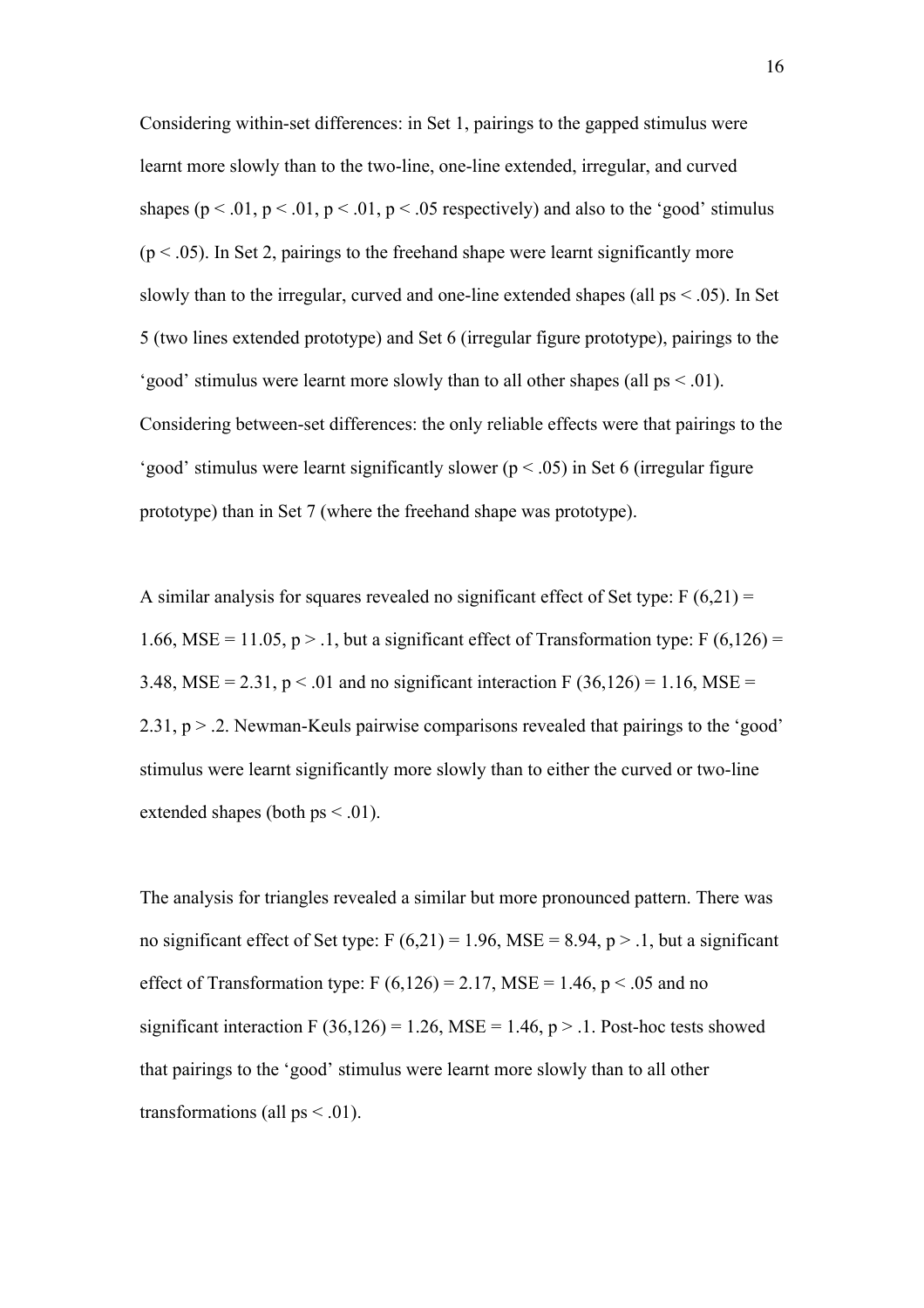Considering within-set differences: in Set 1, pairings to the gapped stimulus were learnt more slowly than to the two-line, one-line extended, irregular, and curved shapes ($p < .01$, $p < .01$, $p < .01$, $p < .05$ respectively) and also to the 'good' stimulus ($p < .05$). In Set 2, pairings to the freehand shape were learnt significantly more slowly than to the irregular, curved and one-line extended shapes (all $ps < .05$). In Set 5 (two lines extended prototype) and Set 6 (irregular figure prototype), pairings to the 'good' stimulus were learnt more slowly than to all other shapes (all $ps < .01$). Considering between-set differences: the only reliable effects were that pairings to the 'good' stimulus were learnt significantly slower ($p < .05$) in Set 6 (irregular figure prototype) than in Set 7 (where the freehand shape was prototype).

A similar analysis for squares revealed no significant effect of Set type: $F(6,21) = 1.66$, $MSE = 11.05$, $p > .1$, but a significant effect of Transformation type: $F(6,126) = 3.48$, $MSE = 2.31$, $p < .01$ and no significant interaction $F(36,126) = 1.16$, $MSE = 2.31$, $p > .2$. Newman-Keuls pairwise comparisons revealed that pairings to the 'good' stimulus were learnt significantly more slowly than to either the curved or two-line extended shapes (both $ps < .01$).

The analysis for triangles revealed a similar but more pronounced pattern. There was no significant effect of Set type: $F(6,21) = 1.96$, $MSE = 8.94$, $p > .1$, but a significant effect of Transformation type: $F(6,126) = 2.17$, $MSE = 1.46$, $p < .05$ and no significant interaction $F(36,126) = 1.26$, $MSE = 1.46$, $p > .1$. Post-hoc tests showed that pairings to the 'good' stimulus were learnt more slowly than to all other transformations (all $ps < .01$).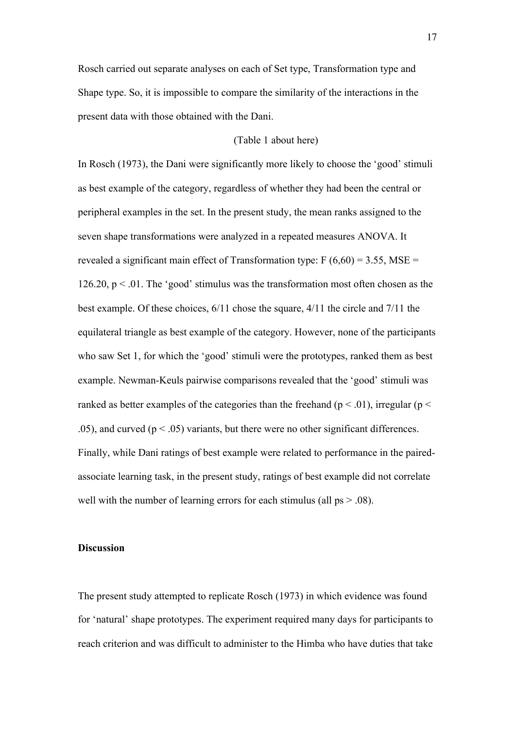Rosch carried out separate analyses on each of Set type, Transformation type and Shape type. So, it is impossible to compare the similarity of the interactions in the present data with those obtained with the Dani.

(Table 1 about here)

In Rosch (1973), the Dani were significantly more likely to choose the 'good' stimuli as best example of the category, regardless of whether they had been the central or peripheral examples in the set. In the present study, the mean ranks assigned to the seven shape transformations were analyzed in a repeated measures ANOVA. It revealed a significant main effect of Transformation type: $F(6,60) = 3.55$, $MSE = 126.20$, $p < .01$. The 'good' stimulus was the transformation most often chosen as the best example. Of these choices, 6/11 chose the square, 4/11 the circle and 7/11 the equilateral triangle as best example of the category. However, none of the participants who saw Set 1, for which the 'good' stimuli were the prototypes, ranked them as best example. Newman-Keuls pairwise comparisons revealed that the 'good' stimuli was ranked as better examples of the categories than the freehand ($p < .01$), irregular ($p < .05$), and curved ($p < .05$) variants, but there were no other significant differences. Finally, while Dani ratings of best example were related to performance in the paired-associate learning task, in the present study, ratings of best example did not correlate well with the number of learning errors for each stimulus (all ps $> .08$).

## Discussion

The present study attempted to replicate Rosch (1973) in which evidence was found for 'natural' shape prototypes. The experiment required many days for participants to reach criterion and was difficult to administer to the Himba who have duties that take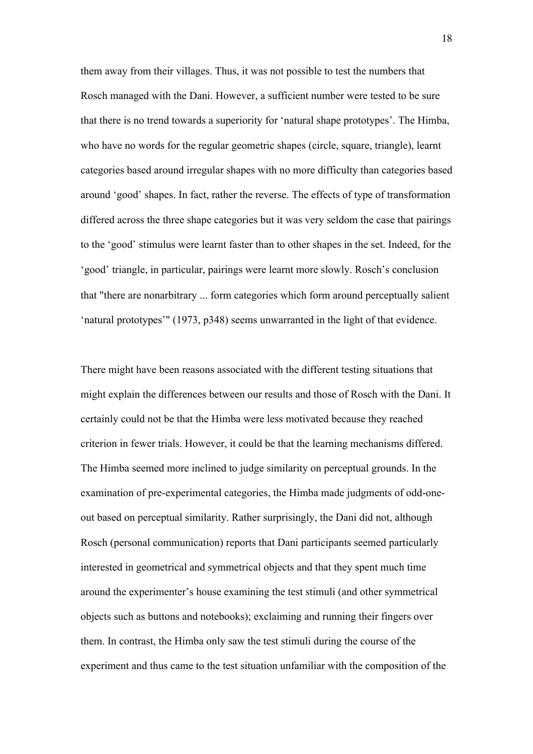them away from their villages. Thus, it was not possible to test the numbers that Rosch managed with the Dani. However, a sufficient number were tested to be sure that there is no trend towards a superiority for 'natural shape prototypes'. The Himba, who have no words for the regular geometric shapes (circle, square, triangle), learnt categories based around irregular shapes with no more difficulty than categories based around 'good' shapes. In fact, rather the reverse. The effects of type of transformation differed across the three shape categories but it was very seldom the case that pairings to the 'good' stimulus were learnt faster than to other shapes in the set. Indeed, for the 'good' triangle, in particular, pairings were learnt more slowly. Rosch's conclusion that "there are nonarbitrary ... form categories which form around perceptually salient 'natural prototypes'" (1973, p348) seems unwarranted in the light of that evidence.

There might have been reasons associated with the different testing situations that might explain the differences between our results and those of Rosch with the Dani. It certainly could not be that the Himba were less motivated because they reached criterion in fewer trials. However, it could be that the learning mechanisms differed. The Himba seemed more inclined to judge similarity on perceptual grounds. In the examination of pre-experimental categories, the Himba made judgments of odd-one-out based on perceptual similarity. Rather surprisingly, the Dani did not, although Rosch (personal communication) reports that Dani participants seemed particularly interested in geometrical and symmetrical objects and that they spent much time around the experimenter's house examining the test stimuli (and other symmetrical objects such as buttons and notebooks); exclaiming and running their fingers over them. In contrast, the Himba only saw the test stimuli during the course of the experiment and thus came to the test situation unfamiliar with the composition of the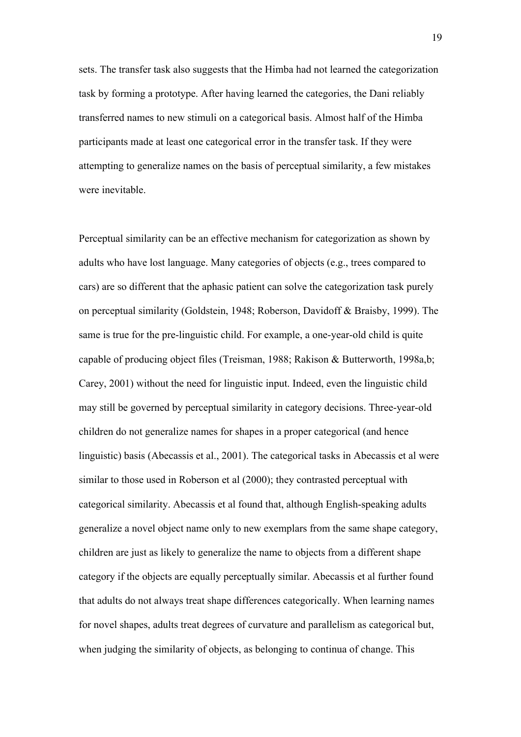sets. The transfer task also suggests that the Himba had not learned the categorization task by forming a prototype. After having learned the categories, the Dani reliably transferred names to new stimuli on a categorical basis. Almost half of the Himba participants made at least one categorical error in the transfer task. If they were attempting to generalize names on the basis of perceptual similarity, a few mistakes were inevitable.

Perceptual similarity can be an effective mechanism for categorization as shown by adults who have lost language. Many categories of objects (e.g., trees compared to cars) are so different that the aphasic patient can solve the categorization task purely on perceptual similarity (Goldstein, 1948; Roberson, Davidoff & Braisby, 1999). The same is true for the pre-linguistic child. For example, a one-year-old child is quite capable of producing object files (Treisman, 1988; Rakison & Butterworth, 1998a,b; Carey, 2001) without the need for linguistic input. Indeed, even the linguistic child may still be governed by perceptual similarity in category decisions. Three-year-old children do not generalize names for shapes in a proper categorical (and hence linguistic) basis (Abecassis et al., 2001). The categorical tasks in Abecassis et al were similar to those used in Roberson et al (2000); they contrasted perceptual with categorical similarity. Abecassis et al found that, although English-speaking adults generalize a novel object name only to new exemplars from the same shape category, children are just as likely to generalize the name to objects from a different shape category if the objects are equally perceptually similar. Abecassis et al further found that adults do not always treat shape differences categorically. When learning names for novel shapes, adults treat degrees of curvature and parallelism as categorical but, when judging the similarity of objects, as belonging to continua of change. This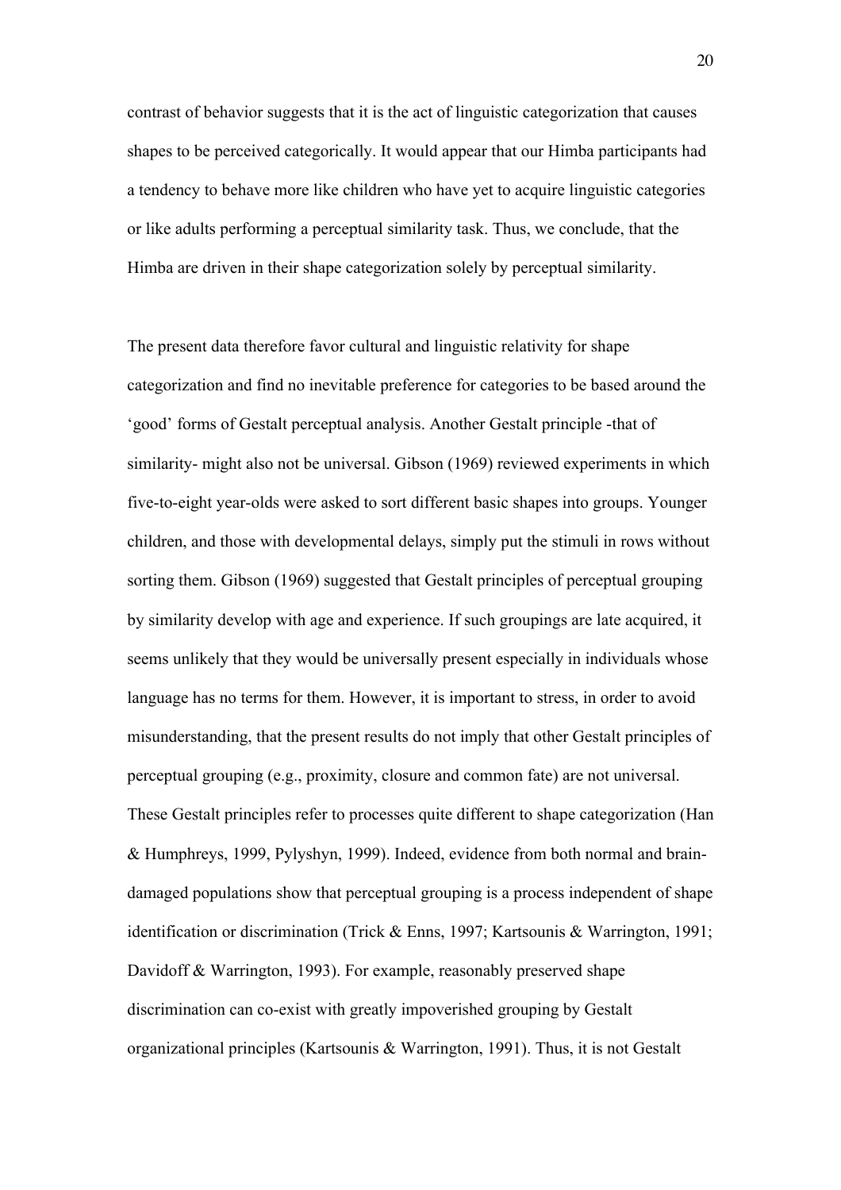contrast of behavior suggests that it is the act of linguistic categorization that causes shapes to be perceived categorically. It would appear that our Himba participants had a tendency to behave more like children who have yet to acquire linguistic categories or like adults performing a perceptual similarity task. Thus, we conclude, that the Himba are driven in their shape categorization solely by perceptual similarity.

The present data therefore favor cultural and linguistic relativity for shape categorization and find no inevitable preference for categories to be based around the 'good' forms of Gestalt perceptual analysis. Another Gestalt principle -that of similarity- might also not be universal. Gibson (1969) reviewed experiments in which five-to-eight year-olds were asked to sort different basic shapes into groups. Younger children, and those with developmental delays, simply put the stimuli in rows without sorting them. Gibson (1969) suggested that Gestalt principles of perceptual grouping by similarity develop with age and experience. If such groupings are late acquired, it seems unlikely that they would be universally present especially in individuals whose language has no terms for them. However, it is important to stress, in order to avoid misunderstanding, that the present results do not imply that other Gestalt principles of perceptual grouping (e.g., proximity, closure and common fate) are not universal. These Gestalt principles refer to processes quite different to shape categorization (Han & Humphreys, 1999, Pylyshyn, 1999). Indeed, evidence from both normal and brain-damaged populations show that perceptual grouping is a process independent of shape identification or discrimination (Trick & Enns, 1997; Kartsounis & Warrington, 1991; Davidoff & Warrington, 1993). For example, reasonably preserved shape discrimination can co-exist with greatly impoverished grouping by Gestalt organizational principles (Kartsounis & Warrington, 1991). Thus, it is not Gestalt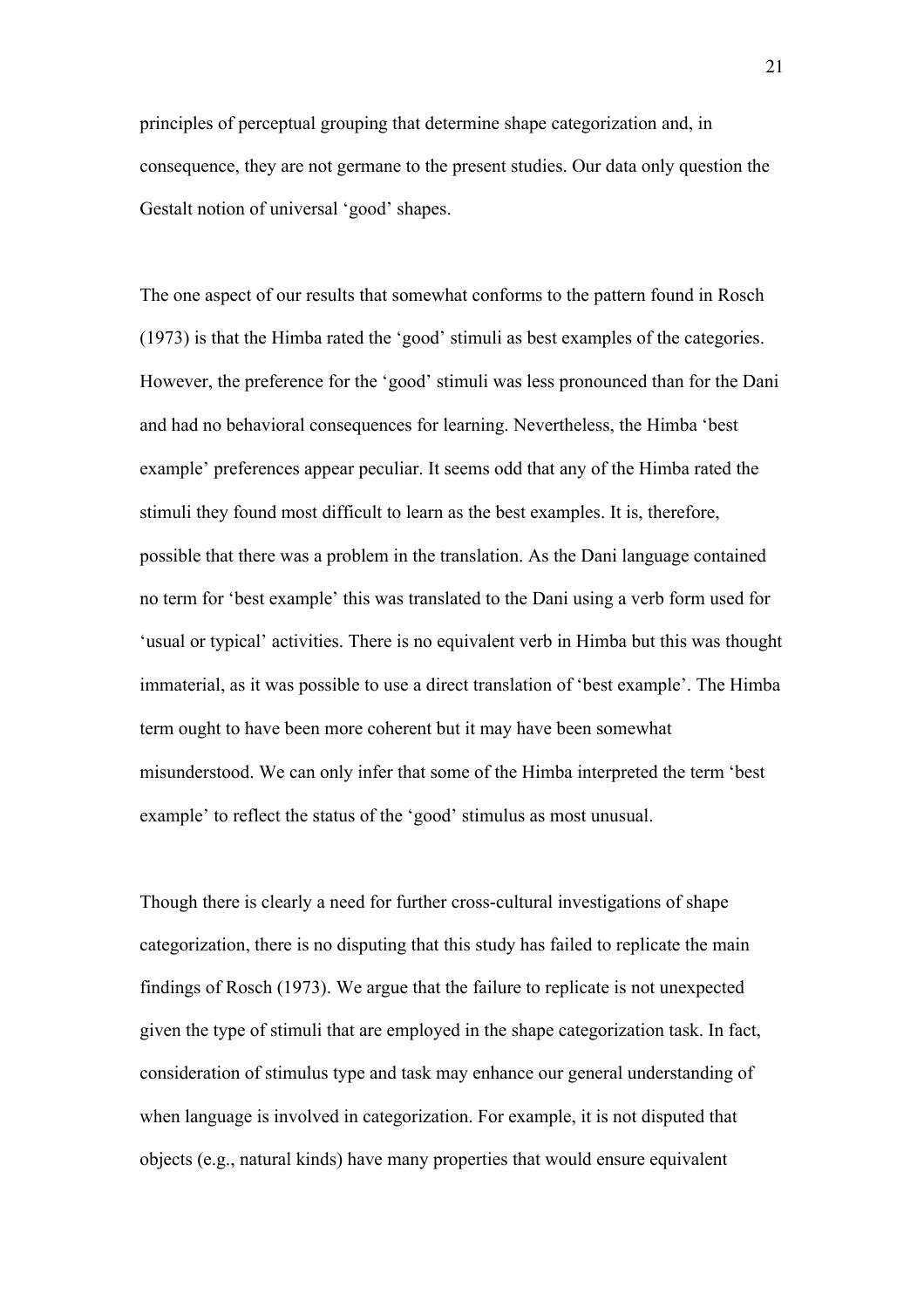principles of perceptual grouping that determine shape categorization and, in consequence, they are not germane to the present studies. Our data only question the Gestalt notion of universal 'good' shapes.

The one aspect of our results that somewhat conforms to the pattern found in Rosch (1973) is that the Himba rated the 'good' stimuli as best examples of the categories. However, the preference for the 'good' stimuli was less pronounced than for the Dani and had no behavioral consequences for learning. Nevertheless, the Himba 'best example' preferences appear peculiar. It seems odd that any of the Himba rated the stimuli they found most difficult to learn as the best examples. It is, therefore, possible that there was a problem in the translation. As the Dani language contained no term for 'best example' this was translated to the Dani using a verb form used for 'usual or typical' activities. There is no equivalent verb in Himba but this was thought immaterial, as it was possible to use a direct translation of 'best example'. The Himba term ought to have been more coherent but it may have been somewhat misunderstood. We can only infer that some of the Himba interpreted the term 'best example' to reflect the status of the 'good' stimulus as most unusual.

Though there is clearly a need for further cross-cultural investigations of shape categorization, there is no disputing that this study has failed to replicate the main findings of Rosch (1973). We argue that the failure to replicate is not unexpected given the type of stimuli that are employed in the shape categorization task. In fact, consideration of stimulus type and task may enhance our general understanding of when language is involved in categorization. For example, it is not disputed that objects (e.g., natural kinds) have many properties that would ensure equivalent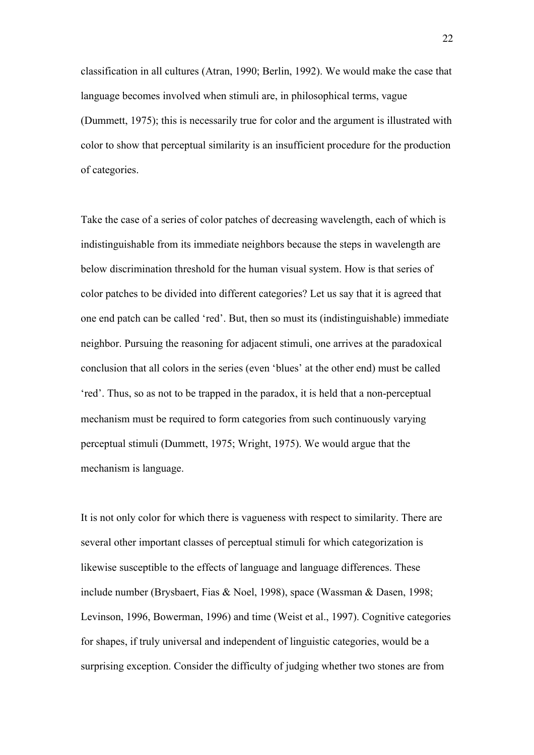classification in all cultures (Atran, 1990; Berlin, 1992). We would make the case that language becomes involved when stimuli are, in philosophical terms, vague (Dummett, 1975); this is necessarily true for color and the argument is illustrated with color to show that perceptual similarity is an insufficient procedure for the production of categories.

Take the case of a series of color patches of decreasing wavelength, each of which is indistinguishable from its immediate neighbors because the steps in wavelength are below discrimination threshold for the human visual system. How is that series of color patches to be divided into different categories? Let us say that it is agreed that one end patch can be called 'red'. But, then so must its (indistinguishable) immediate neighbor. Pursuing the reasoning for adjacent stimuli, one arrives at the paradoxical conclusion that all colors in the series (even 'blues' at the other end) must be called 'red'. Thus, so as not to be trapped in the paradox, it is held that a non-perceptual mechanism must be required to form categories from such continuously varying perceptual stimuli (Dummett, 1975; Wright, 1975). We would argue that the mechanism is language.

It is not only color for which there is vagueness with respect to similarity. There are several other important classes of perceptual stimuli for which categorization is likewise susceptible to the effects of language and language differences. These include number (Brysbaert, Fias & Noel, 1998), space (Wassman & Dasen, 1998; Levinson, 1996, Bowerman, 1996) and time (Weist et al., 1997). Cognitive categories for shapes, if truly universal and independent of linguistic categories, would be a surprising exception. Consider the difficulty of judging whether two stones are from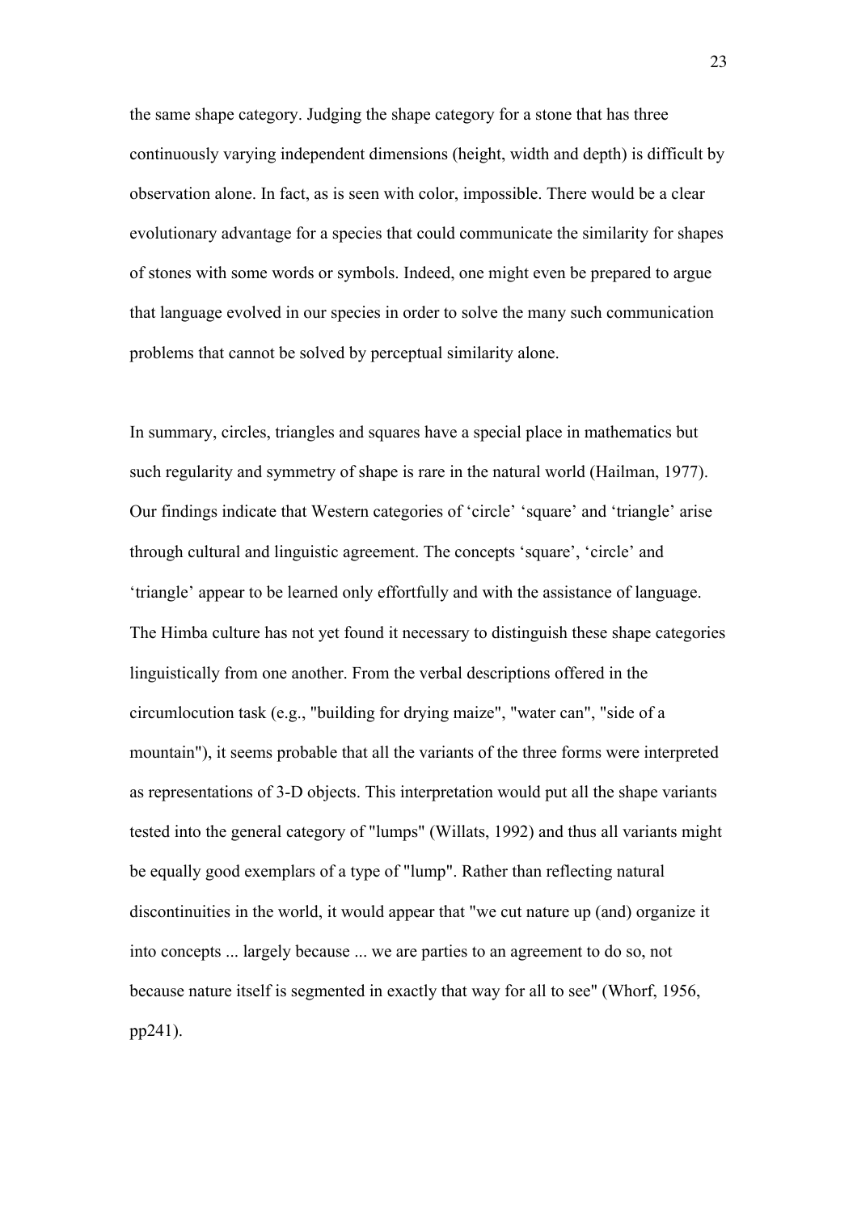the same shape category. Judging the shape category for a stone that has three continuously varying independent dimensions (height, width and depth) is difficult by observation alone. In fact, as is seen with color, impossible. There would be a clear evolutionary advantage for a species that could communicate the similarity for shapes of stones with some words or symbols. Indeed, one might even be prepared to argue that language evolved in our species in order to solve the many such communication problems that cannot be solved by perceptual similarity alone.

In summary, circles, triangles and squares have a special place in mathematics but such regularity and symmetry of shape is rare in the natural world (Hailman, 1977). Our findings indicate that Western categories of 'circle' 'square' and 'triangle' arise through cultural and linguistic agreement. The concepts 'square', 'circle' and 'triangle' appear to be learned only effortfully and with the assistance of language. The Himba culture has not yet found it necessary to distinguish these shape categories linguistically from one another. From the verbal descriptions offered in the circumlocution task (e.g., "building for drying maize", "water can", "side of a mountain"), it seems probable that all the variants of the three forms were interpreted as representations of 3-D objects. This interpretation would put all the shape variants tested into the general category of "lumps" (Willats, 1992) and thus all variants might be equally good exemplars of a type of "lump". Rather than reflecting natural discontinuities in the world, it would appear that "we cut nature up (and) organize it into concepts ... largely because ... we are parties to an agreement to do so, not because nature itself is segmented in exactly that way for all to see" (Whorf, 1956, pp241).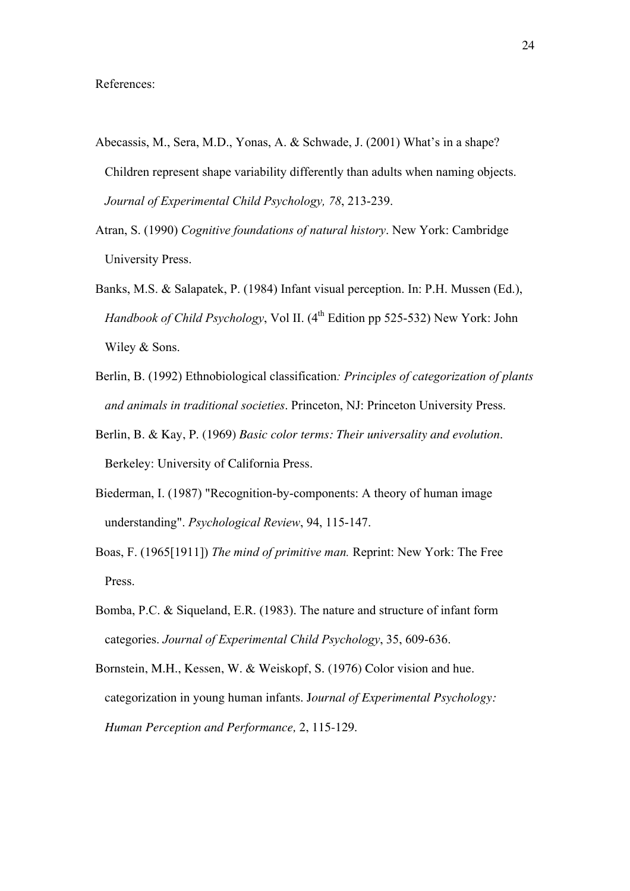References:

Abecassis, M., Sera, M.D., Yonas, A. & Schwade, J. (2001) What's in a shape? Children represent shape variability differently than adults when naming objects. *Journal of Experimental Child Psychology, 78*, 213-239.

Atran, S. (1990) *Cognitive foundations of natural history*. New York: Cambridge University Press.

Banks, M.S. & Salapatek, P. (1984) Infant visual perception. In: P.H. Mussen (Ed.), *Handbook of Child Psychology*, Vol II. (4th Edition pp 525-532) New York: John Wiley & Sons.

Berlin, B. (1992) Ethnobiological classification*: Principles of categorization of plants and animals in traditional societies*. Princeton, NJ: Princeton University Press.

Berlin, B. & Kay, P. (1969) *Basic color terms: Their universality and evolution*. Berkeley: University of California Press.

Biederman, I. (1987) "Recognition-by-components: A theory of human image understanding". *Psychological Review*, 94, 115-147.

Boas, F. (1965[1911]) *The mind of primitive man.* Reprint: New York: The Free Press.

Bomba, P.C. & Siqueland, E.R. (1983). The nature and structure of infant form categories. *Journal of Experimental Child Psychology*, 35, 609-636.

Bornstein, M.H., Kessen, W. & Weiskopf, S. (1976) Color vision and hue. categorization in young human infants. J*ournal of Experimental Psychology: Human Perception and Performance,* 2, 115-129.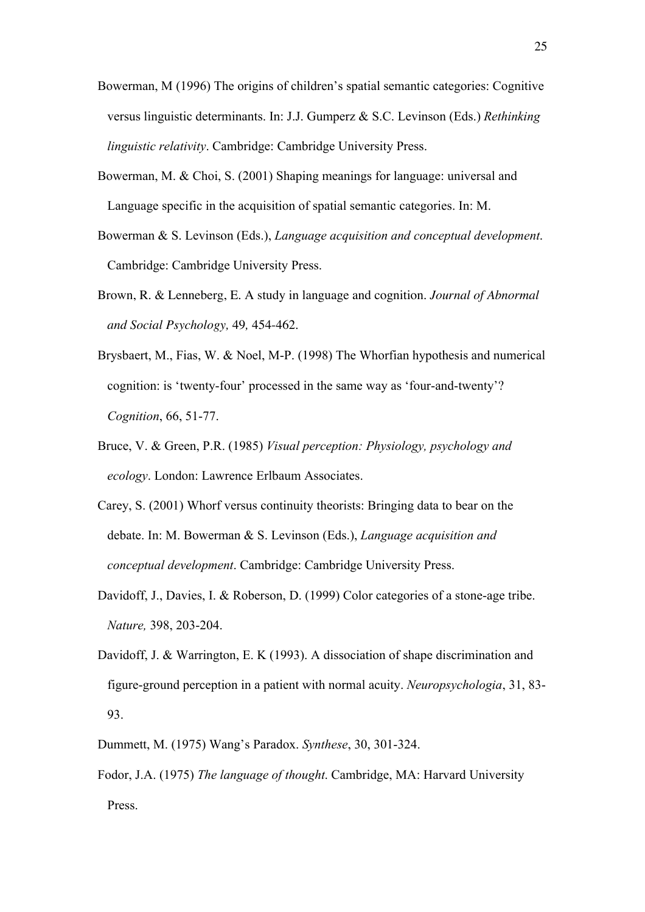Bowerman, M (1996) The origins of children's spatial semantic categories: Cognitive versus linguistic determinants. In: J.J. Gumperz & S.C. Levinson (Eds.) *Rethinking linguistic relativity*. Cambridge: Cambridge University Press.

Bowerman, M. & Choi, S. (2001) Shaping meanings for language: universal and Language specific in the acquisition of spatial semantic categories. In: M. Bowerman & S. Levinson (Eds.), *Language acquisition and conceptual development*. Cambridge: Cambridge University Press.

Brown, R. & Lenneberg, E. A study in language and cognition. *Journal of Abnormal and Social Psychology,* 49*,* 454-462.

Brysbaert, M., Fias, W. & Noel, M-P. (1998) The Whorfian hypothesis and numerical cognition: is 'twenty-four' processed in the same way as 'four-and-twenty'? *Cognition*, 66, 51-77.

Bruce, V. & Green, P.R. (1985) *Visual perception: Physiology, psychology and ecology*. London: Lawrence Erlbaum Associates.

Carey, S. (2001) Whorf versus continuity theorists: Bringing data to bear on the debate. In: M. Bowerman & S. Levinson (Eds.), *Language acquisition and conceptual development*. Cambridge: Cambridge University Press.

Davidoff, J., Davies, I. & Roberson, D. (1999) Color categories of a stone-age tribe. *Nature,* 398, 203-204.

Davidoff, J. & Warrington, E. K (1993). A dissociation of shape discrimination and figure-ground perception in a patient with normal acuity. *Neuropsychologia*, 31, 83-93.

Dummett, M. (1975) Wang's Paradox. *Synthese*, 30, 301-324.

Fodor, J.A. (1975) *The language of thought*. Cambridge, MA: Harvard University Press.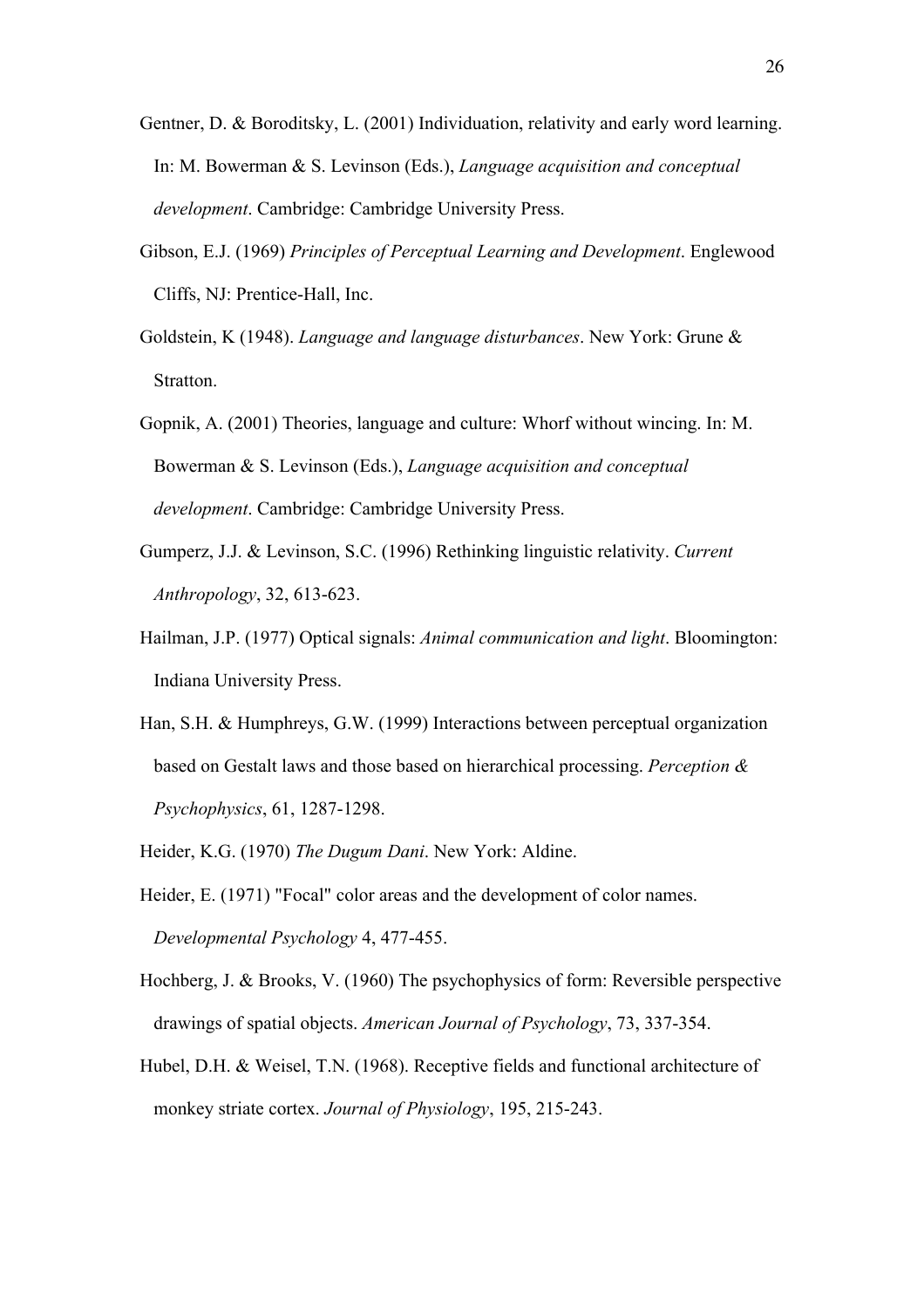Gentner, D. & Boroditsky, L. (2001) Individuation, relativity and early word learning. In: M. Bowerman & S. Levinson (Eds.), *Language acquisition and conceptual development*. Cambridge: Cambridge University Press.

Gibson, E.J. (1969) *Principles of Perceptual Learning and Development*. Englewood Cliffs, NJ: Prentice-Hall, Inc.

Goldstein, K (1948). *Language and language disturbances*. New York: Grune & Stratton.

Gopnik, A. (2001) Theories, language and culture: Whorf without wincing. In: M. Bowerman & S. Levinson (Eds.), *Language acquisition and conceptual development*. Cambridge: Cambridge University Press.

Gumperz, J.J. & Levinson, S.C. (1996) Rethinking linguistic relativity. *Current Anthropology*, 32, 613-623.

Hailman, J.P. (1977) Optical signals: *Animal communication and light*. Bloomington: Indiana University Press.

Han, S.H. & Humphreys, G.W. (1999) Interactions between perceptual organization based on Gestalt laws and those based on hierarchical processing. *Perception & Psychophysics*, 61, 1287-1298.

Heider, K.G. (1970) *The Dugum Dani*. New York: Aldine.

Heider, E. (1971) "Focal" color areas and the development of color names. *Developmental Psychology* 4, 477-455.

Hochberg, J. & Brooks, V. (1960) The psychophysics of form: Reversible perspective drawings of spatial objects. *American Journal of Psychology*, 73, 337-354.

Hubel, D.H. & Weisel, T.N. (1968). Receptive fields and functional architecture of monkey striate cortex. *Journal of Physiology*, 195, 215-243.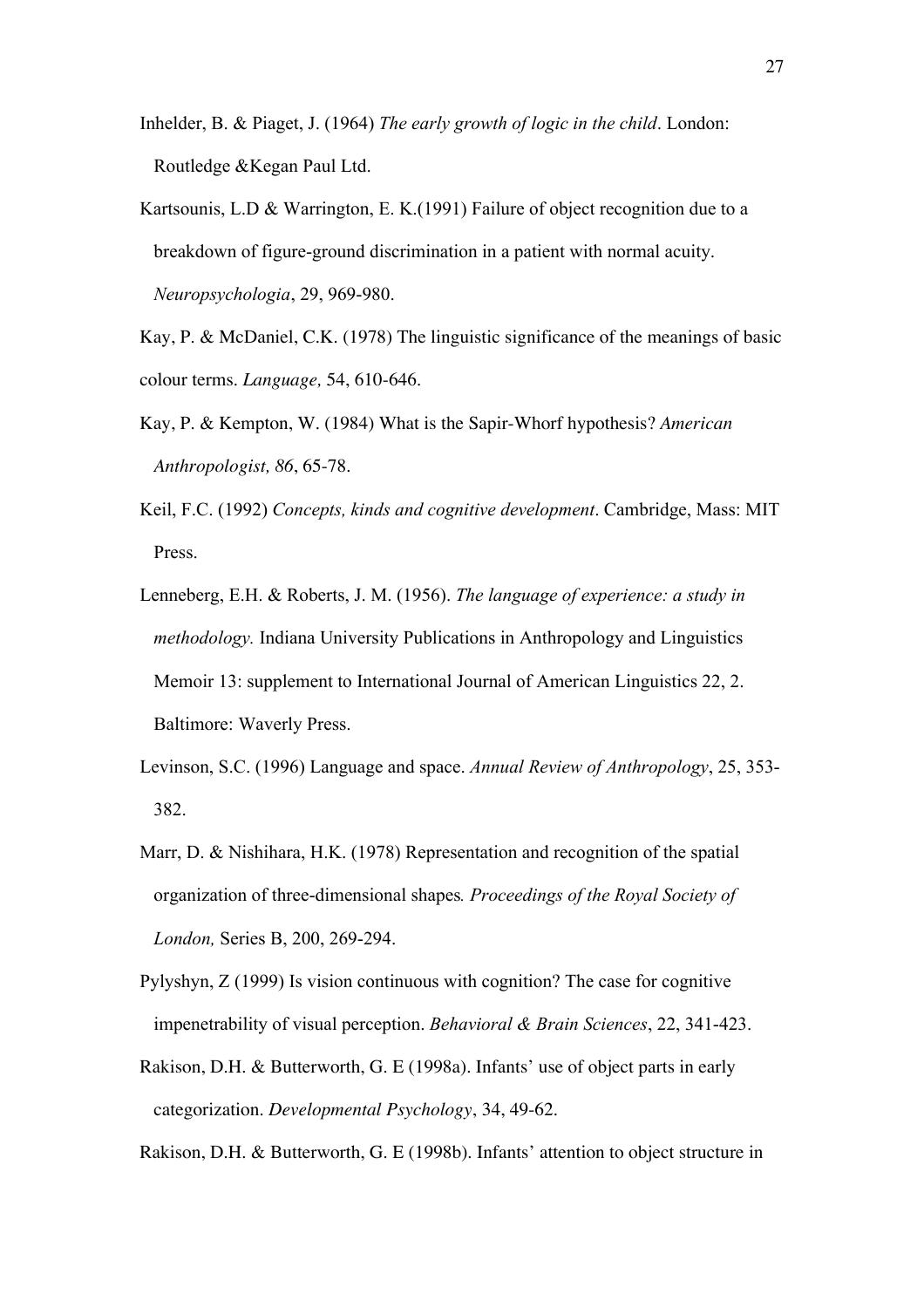Inhelder, B. & Piaget, J. (1964) *The early growth of logic in the child*. London: Routledge &Kegan Paul Ltd.

Kartsounis, L.D & Warrington, E. K.(1991) Failure of object recognition due to a breakdown of figure-ground discrimination in a patient with normal acuity. *Neuropsychologia*, 29, 969-980.

Kay, P. & McDaniel, C.K. (1978) The linguistic significance of the meanings of basic colour terms. *Language,* 54, 610-646.

Kay, P. & Kempton, W. (1984) What is the Sapir-Whorf hypothesis? *American Anthropologist, 86*, 65-78.

Keil, F.C. (1992) *Concepts, kinds and cognitive development*. Cambridge, Mass: MIT Press.

Lenneberg, E.H. & Roberts, J. M. (1956). *The language of experience: a study in methodology.* Indiana University Publications in Anthropology and Linguistics Memoir 13: supplement to International Journal of American Linguistics 22, 2. Baltimore: Waverly Press.

Levinson, S.C. (1996) Language and space. *Annual Review of Anthropology*, 25, 353-382.

Marr, D. & Nishihara, H.K. (1978) Representation and recognition of the spatial organization of three-dimensional shapes*. Proceedings of the Royal Society of London,* Series B, 200, 269-294.

Pylyshyn, Z (1999) Is vision continuous with cognition? The case for cognitive impenetrability of visual perception. *Behavioral & Brain Sciences*, 22, 341-423.

Rakison, D.H. & Butterworth, G. E (1998a). Infants' use of object parts in early categorization. *Developmental Psychology*, 34, 49-62.

Rakison, D.H. & Butterworth, G. E (1998b). Infants' attention to object structure in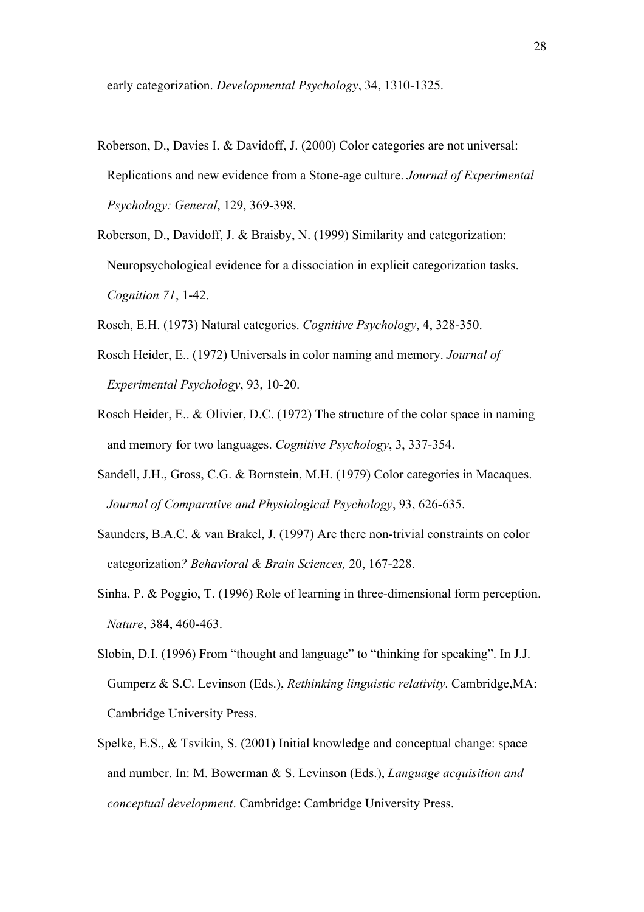early categorization. *Developmental Psychology*, 34, 1310-1325.

Roberson, D., Davies I. & Davidoff, J. (2000) Color categories are not universal: Replications and new evidence from a Stone-age culture. *Journal of Experimental Psychology: General*, 129, 369-398.

Roberson, D., Davidoff, J. & Braisby, N. (1999) Similarity and categorization: Neuropsychological evidence for a dissociation in explicit categorization tasks. *Cognition 71*, 1-42.

Rosch, E.H. (1973) Natural categories. *Cognitive Psychology*, 4, 328-350.

Rosch Heider, E.. (1972) Universals in color naming and memory. *Journal of Experimental Psychology*, 93, 10-20.

Rosch Heider, E.. & Olivier, D.C. (1972) The structure of the color space in naming and memory for two languages. *Cognitive Psychology*, 3, 337-354.

Sandell, J.H., Gross, C.G. & Bornstein, M.H. (1979) Color categories in Macaques. *Journal of Comparative and Physiological Psychology*, 93, 626-635.

Saunders, B.A.C. & van Brakel, J. (1997) Are there non-trivial constraints on color categorization*? Behavioral & Brain Sciences,* 20, 167-228.

Sinha, P. & Poggio, T. (1996) Role of learning in three-dimensional form perception. *Nature*, 384, 460-463.

Slobin, D.I. (1996) From "thought and language" to "thinking for speaking". In J.J. Gumperz & S.C. Levinson (Eds.), *Rethinking linguistic relativity*. Cambridge,MA: Cambridge University Press.

Spelke, E.S., & Tsvikin, S. (2001) Initial knowledge and conceptual change: space and number. In: M. Bowerman & S. Levinson (Eds.), *Language acquisition and conceptual development*. Cambridge: Cambridge University Press.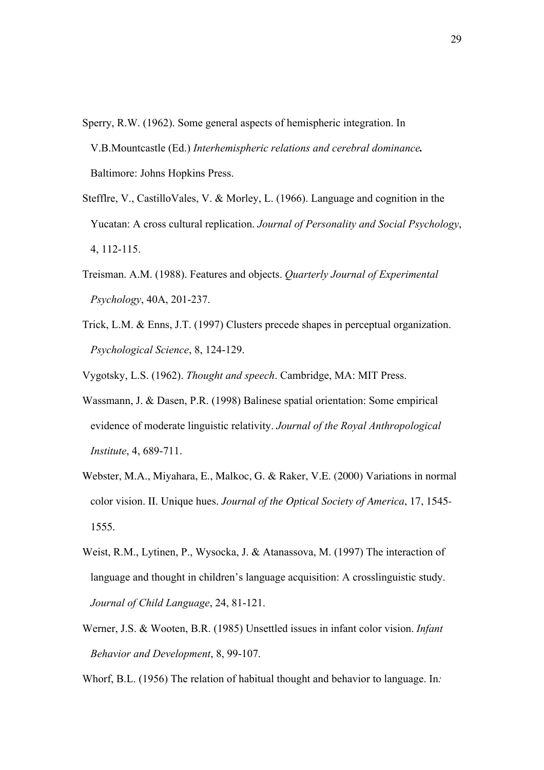Sperry, R.W. (1962). Some general aspects of hemispheric integration. In V.B.Mountcastle (Ed.) *Interhemispheric relations and cerebral dominance.* Baltimore: Johns Hopkins Press.

Stefflre, V., CastilloVales, V. & Morley, L. (1966). Language and cognition in the Yucatan: A cross cultural replication. *Journal of Personality and Social Psychology*, 4, 112-115.

Treisman. A.M. (1988). Features and objects. *Quarterly Journal of Experimental Psychology*, 40A, 201-237.

Trick, L.M. & Enns, J.T. (1997) Clusters precede shapes in perceptual organization. *Psychological Science*, 8, 124-129.

Vygotsky, L.S. (1962). *Thought and speech*. Cambridge, MA: MIT Press.

Wassmann, J. & Dasen, P.R. (1998) Balinese spatial orientation: Some empirical evidence of moderate linguistic relativity. *Journal of the Royal Anthropological Institute*, 4, 689-711.

Webster, M.A., Miyahara, E., Malkoc, G. & Raker, V.E. (2000) Variations in normal color vision. II. Unique hues. *Journal of the Optical Society of America*, 17, 1545-1555.

Weist, R.M., Lytinen, P., Wysocka, J. & Atanassova, M. (1997) The interaction of language and thought in children's language acquisition: A crosslinguistic study. *Journal of Child Language*, 24, 81-121.

Werner, J.S. & Wooten, B.R. (1985) Unsettled issues in infant color vision. *Infant Behavior and Development*, 8, 99-107.

Whorf, B.L. (1956) The relation of habitual thought and behavior to language. In*:*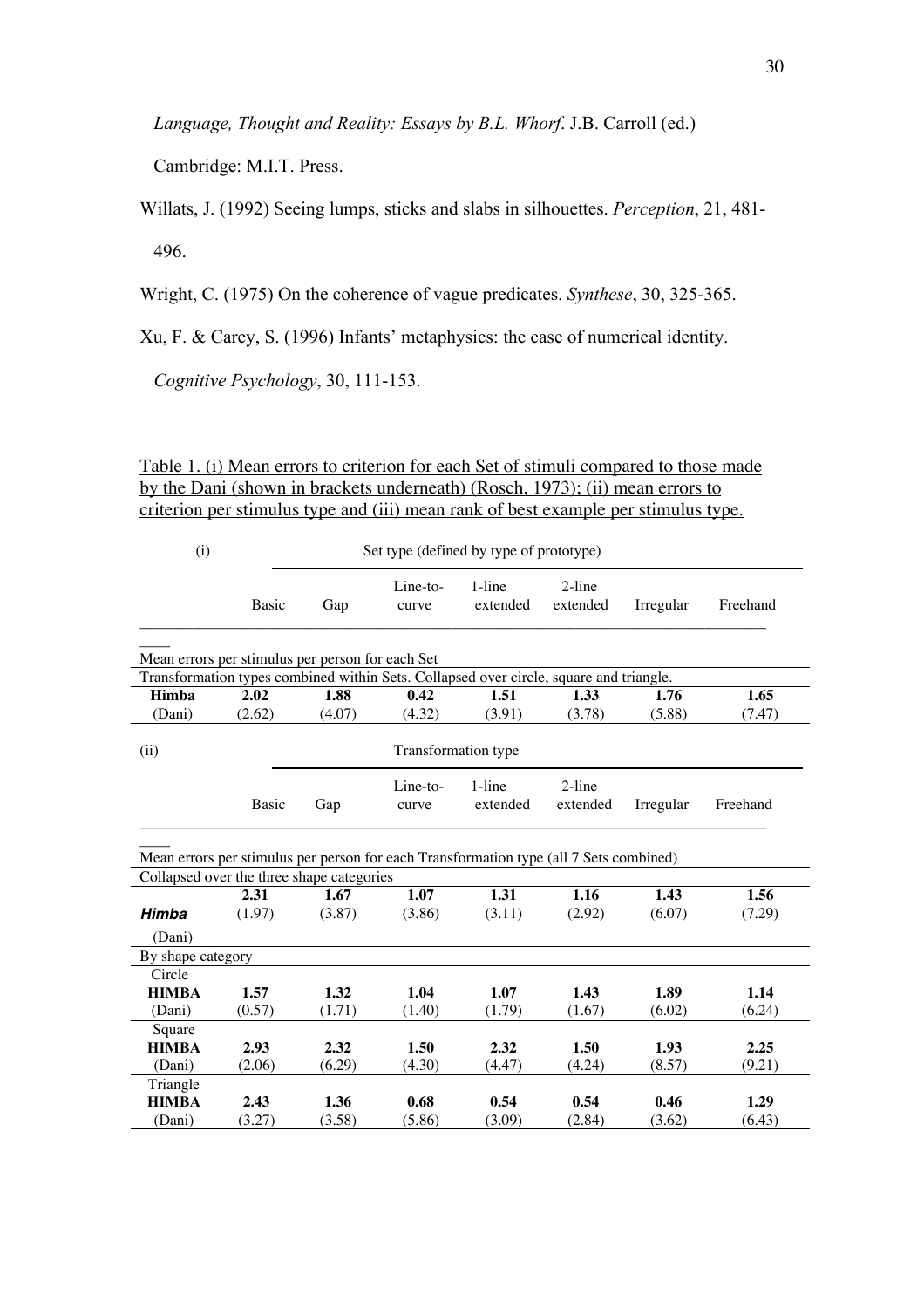*Language, Thought and Reality: Essays by B.L. Whorf*. J.B. Carroll (ed.) Cambridge: M.I.T. Press.

Willats, J. (1992) Seeing lumps, sticks and slabs in silhouettes. *Perception*, 21, 481-496.

Wright, C. (1975) On the coherence of vague predicates. *Synthese*, 30, 325-365.

Xu, F. & Carey, S. (1996) Infants' metaphysics: the case of numerical identity. *Cognitive Psychology*, 30, 111-153.

Table 1. (i) Mean errors to criterion for each Set of stimuli compared to those made by the Dani (shown in brackets underneath) (Rosch, 1973); (ii) mean errors to criterion per stimulus type and (iii) mean rank of best example per stimulus type.

(i) Set type (defined by type of prototype)

| | Basic | Gap | Line-to-curve | 1-line extended | 2-line extended | Irregular | Freehand |
|---|---|---|---|---|---|---|---|
| Mean errors per stimulus per person for each Set | | | | | | | |
| Transformation types combined within Sets. Collapsed over circle, square and triangle. | | | | | | | |
| **Himba** | **2.02** | **1.88** | **0.42** | **1.51** | **1.33** | **1.76** | **1.65** |
| (Dani) | (2.62) | (4.07) | (4.32) | (3.91) | (3.78) | (5.88) | (7.47) |

(ii) Transformation type

| | Basic | Gap | Line-to-curve | 1-line extended | 2-line extended | Irregular | Freehand |
|---|---|---|---|---|---|---|---|
| Mean errors per stimulus per person for each Transformation type (all 7 Sets combined) | | | | | | | |
| Collapsed over the three shape categories | | | | | | | |
| ***Himba*** | **2.31** | **1.67** | **1.07** | **1.31** | **1.16** | **1.43** | **1.56** |
| (Dani) | (1.97) | (3.87) | (3.86) | (3.11) | (2.92) | (6.07) | (7.29) |
| By shape category | | | | | | | |
| Circle | | | | | | | |
| **HIMBA** | **1.57** | **1.32** | **1.04** | **1.07** | **1.43** | **1.89** | **1.14** |
| (Dani) | (0.57) | (1.71) | (1.40) | (1.79) | (1.67) | (6.02) | (6.24) |
| Square | | | | | | | |
| **HIMBA** | **2.93** | **2.32** | **1.50** | **2.32** | **1.50** | **1.93** | **2.25** |
| (Dani) | (2.06) | (6.29) | (4.30) | (4.47) | (4.24) | (8.57) | (9.21) |
| Triangle | | | | | | | |
| **HIMBA** | **2.43** | **1.36** | **0.68** | **0.54** | **0.54** | **0.46** | **1.29** |
| (Dani) | (3.27) | (3.58) | (5.86) | (3.09) | (2.84) | (3.62) | (6.43) |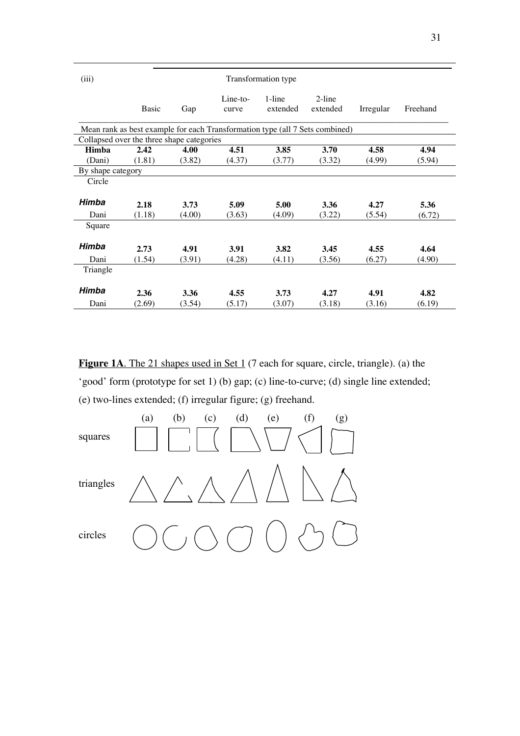| (iii) | Transformation type | | | | | | |
|---|---|---|---|---|---|---|---|
| | Basic | Gap | Line-to-curve | 1-line extended | 2-line extended | Irregular | Freehand |
| Mean rank as best example for each Transformation type (all 7 Sets combined) | | | | | | | |
| Collapsed over the three shape categories | | | | | | | |
| **Himba** | **2.42** | **4.00** | **4.51** | **3.85** | **3.70** | **4.58** | **4.94** |
| (Dani) | (1.81) | (3.82) | (4.37) | (3.77) | (3.32) | (4.99) | (5.94) |
| By shape category | | | | | | | |
| Circle | | | | | | | |
| ***Himba*** | **2.18** | **3.73** | **5.09** | **5.00** | **3.36** | **4.27** | **5.36** |
| Dani | (1.18) | (4.00) | (3.63) | (4.09) | (3.22) | (5.54) | (6.72) |
| Square | | | | | | | |
| ***Himba*** | **2.73** | **4.91** | **3.91** | **3.82** | **3.45** | **4.55** | **4.64** |
| Dani | (1.54) | (3.91) | (4.28) | (4.11) | (3.56) | (6.27) | (4.90) |
| Triangle | | | | | | | |
| ***Himba*** | **2.36** | **3.36** | **4.55** | **3.73** | **4.27** | **4.91** | **4.82** |
| Dani | (2.69) | (3.54) | (5.17) | (3.07) | (3.18) | (3.16) | (6.19) |

**Figure 1A**. The 21 shapes used in Set 1 (7 each for square, circle, triangle). (a) the 'good' form (prototype for set 1) (b) gap; (c) line-to-curve; (d) single line extended; (e) two-lines extended; (f) irregular figure; (g) freehand.

(a) (b) (c) (d) (e) (f) (g)

squares

triangles

circles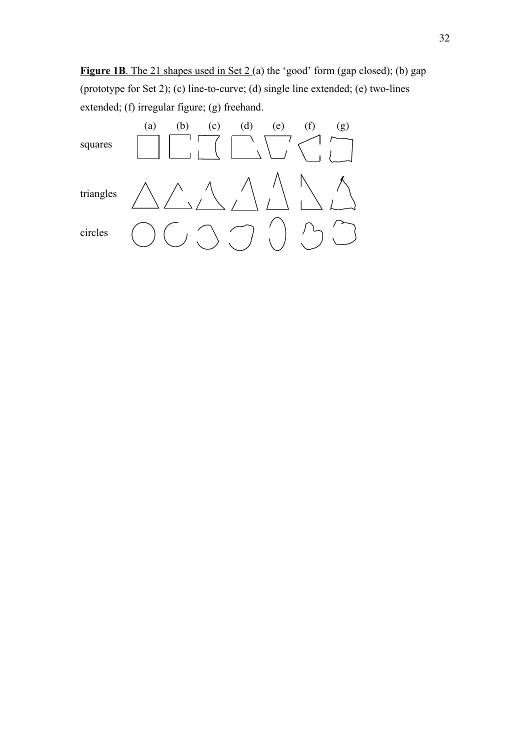**Figure 1B**. <u>The 21 shapes used in Set 2</u> (a) the ‘good’ form (gap closed); (b) gap (prototype for Set 2); (c) line-to-curve; (d) single line extended; (e) two-lines extended; (f) irregular figure; (g) freehand.

(a) (b) (c) (d) (e) (f) (g)

squares

triangles

circles